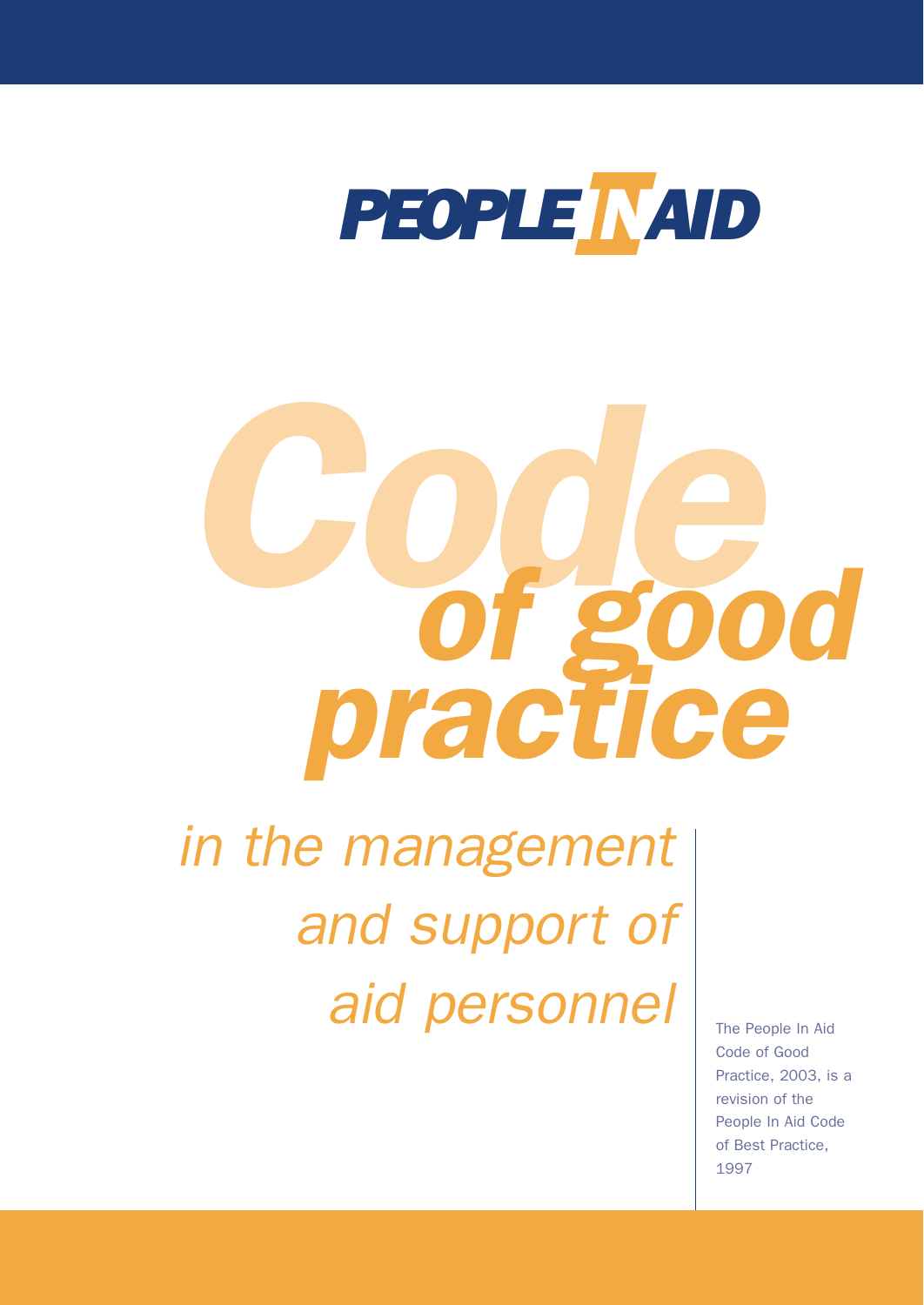# PEOPLE IN AID

# Code of good practice

## in the management and support of aid personnel

The People In Aid Code of Good Practice, 2003, is a revision of the People In Aid Code of Best Practice, 1997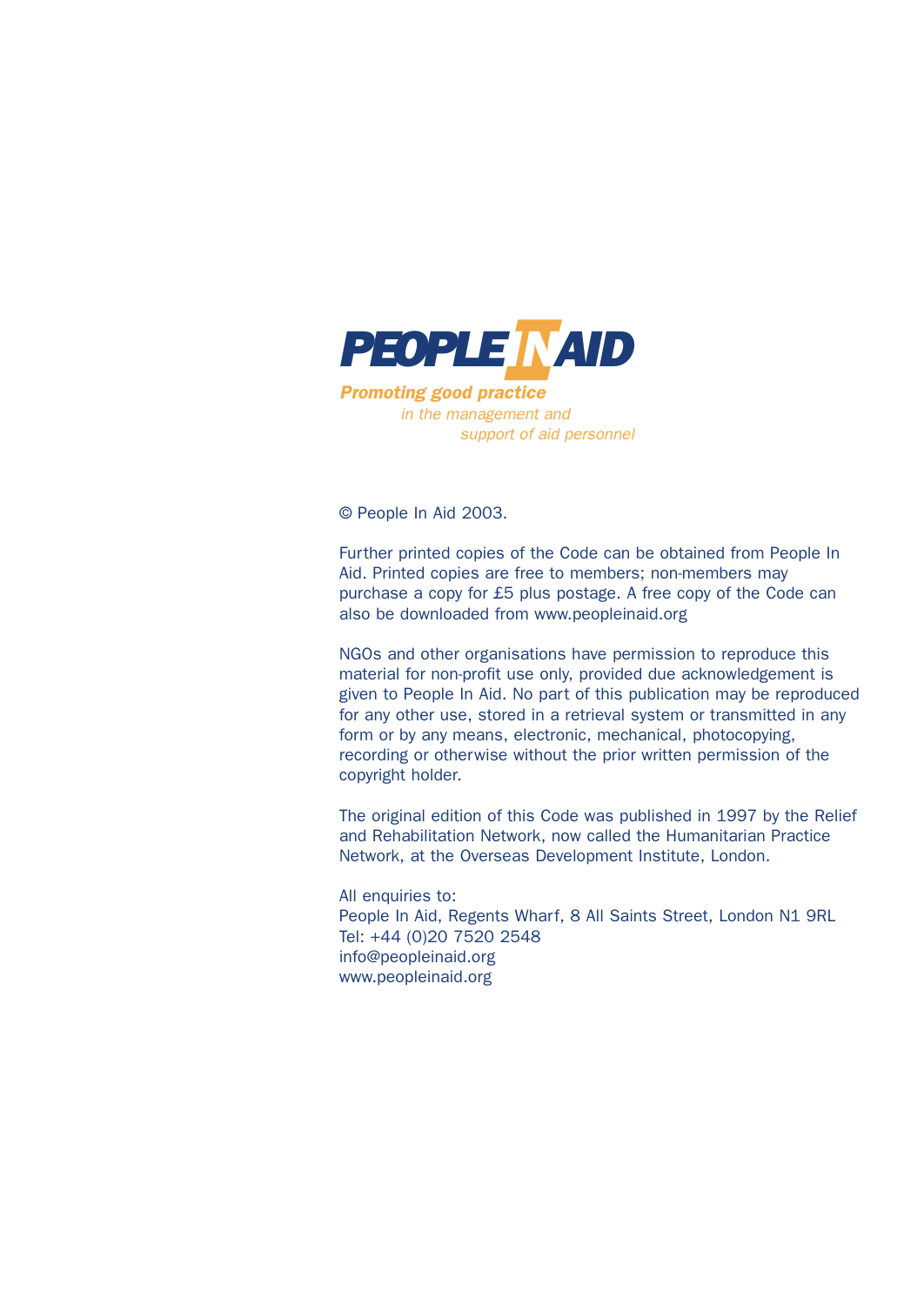**PEOPLE IN AID**

***Promoting good practice***
*in the management and*
*support of aid personnel*

© People In Aid 2003.

Further printed copies of the Code can be obtained from People In Aid. Printed copies are free to members; non-members may purchase a copy for £5 plus postage. A free copy of the Code can also be downloaded from www.peopleinaid.org

NGOs and other organisations have permission to reproduce this material for non-profit use only, provided due acknowledgement is given to People In Aid. No part of this publication may be reproduced for any other use, stored in a retrieval system or transmitted in any form or by any means, electronic, mechanical, photocopying, recording or otherwise without the prior written permission of the copyright holder.

The original edition of this Code was published in 1997 by the Relief and Rehabilitation Network, now called the Humanitarian Practice Network, at the Overseas Development Institute, London.

All enquiries to:
People In Aid, Regents Wharf, 8 All Saints Street, London N1 9RL
Tel: +44 (0)20 7520 2548
info@peopleinaid.org
www.peopleinaid.org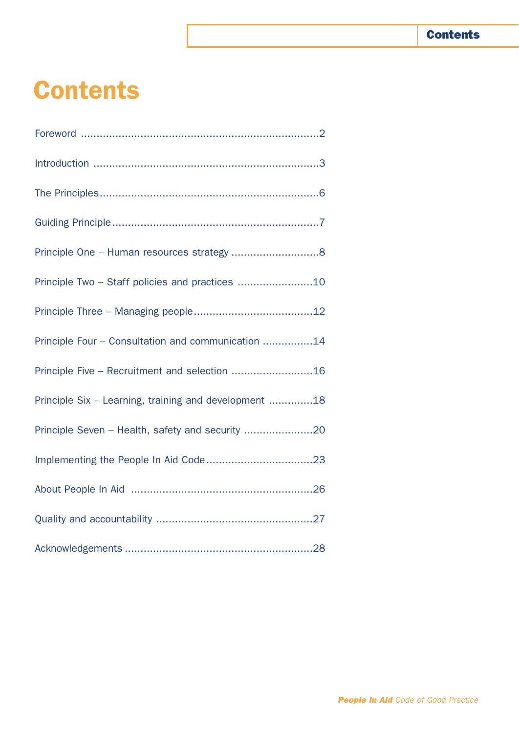# Contents

Foreword ....................................................................2

Introduction ................................................................3

The Principles..............................................................6

Guiding Principle..........................................................7

Principle One – Human resources strategy ............................8

Principle Two – Staff policies and practices ........................10

Principle Three – Managing people.....................................12

Principle Four – Consultation and communication ................14

Principle Five – Recruitment and selection ..........................16

Principle Six – Learning, training and development ..............18

Principle Seven – Health, safety and security ......................20

Implementing the People In Aid Code..................................23

About People In Aid ......................................................26

Quality and accountability ..............................................27

Acknowledgements ........................................................28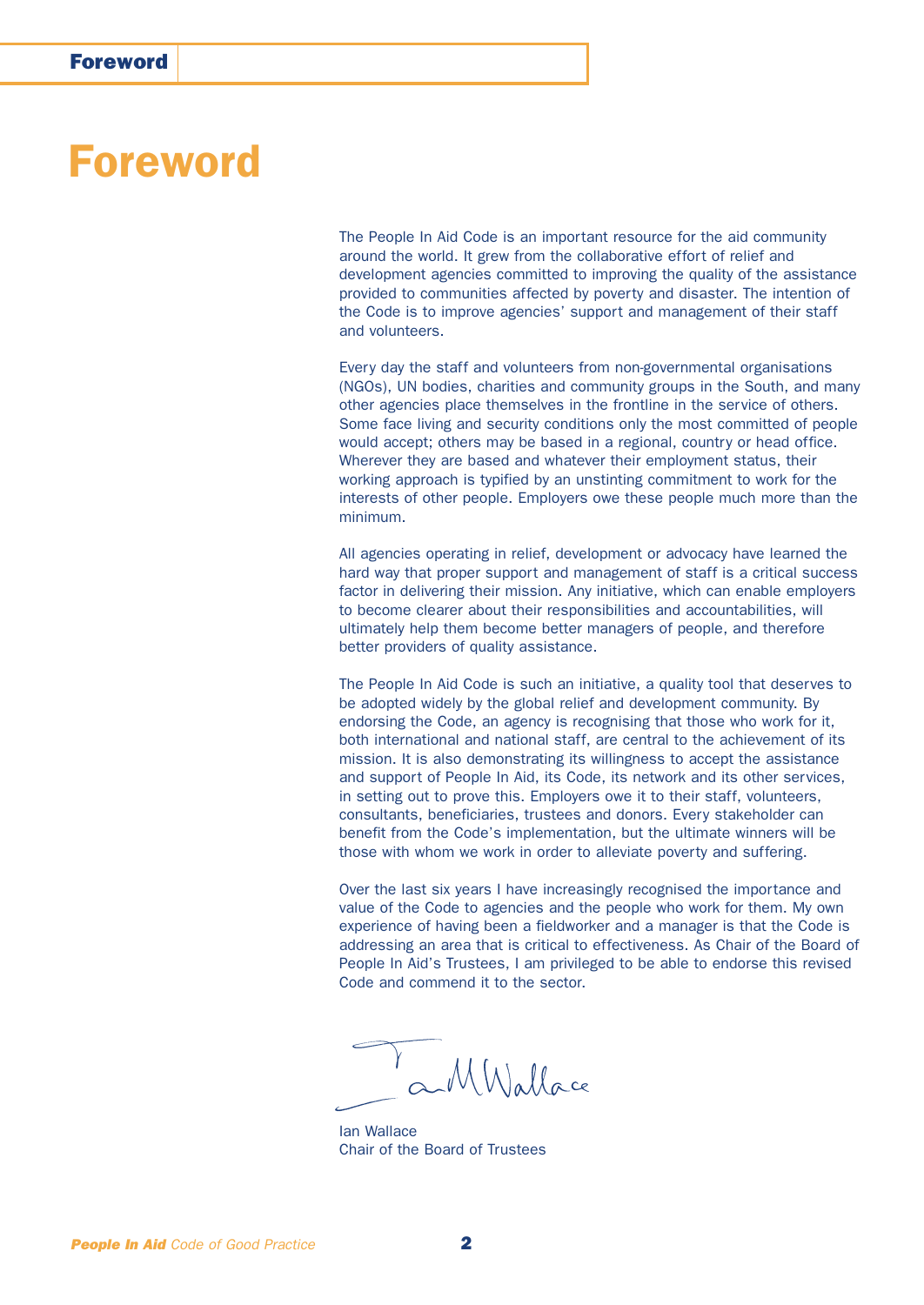# Foreword

The People In Aid Code is an important resource for the aid community around the world. It grew from the collaborative effort of relief and development agencies committed to improving the quality of the assistance provided to communities affected by poverty and disaster. The intention of the Code is to improve agencies' support and management of their staff and volunteers.

Every day the staff and volunteers from non-governmental organisations (NGOs), UN bodies, charities and community groups in the South, and many other agencies place themselves in the frontline in the service of others. Some face living and security conditions only the most committed of people would accept; others may be based in a regional, country or head office. Wherever they are based and whatever their employment status, their working approach is typified by an unstinting commitment to work for the interests of other people. Employers owe these people much more than the minimum.

All agencies operating in relief, development or advocacy have learned the hard way that proper support and management of staff is a critical success factor in delivering their mission. Any initiative, which can enable employers to become clearer about their responsibilities and accountabilities, will ultimately help them become better managers of people, and therefore better providers of quality assistance.

The People In Aid Code is such an initiative, a quality tool that deserves to be adopted widely by the global relief and development community. By endorsing the Code, an agency is recognising that those who work for it, both international and national staff, are central to the achievement of its mission. It is also demonstrating its willingness to accept the assistance and support of People In Aid, its Code, its network and its other services, in setting out to prove this. Employers owe it to their staff, volunteers, consultants, beneficiaries, trustees and donors. Every stakeholder can benefit from the Code's implementation, but the ultimate winners will be those with whom we work in order to alleviate poverty and suffering.

Over the last six years I have increasingly recognised the importance and value of the Code to agencies and the people who work for them. My own experience of having been a fieldworker and a manager is that the Code is addressing an area that is critical to effectiveness. As Chair of the Board of People In Aid's Trustees, I am privileged to be able to endorse this revised Code and commend it to the sector.

Ian M Wallace

Ian Wallace
Chair of the Board of Trustees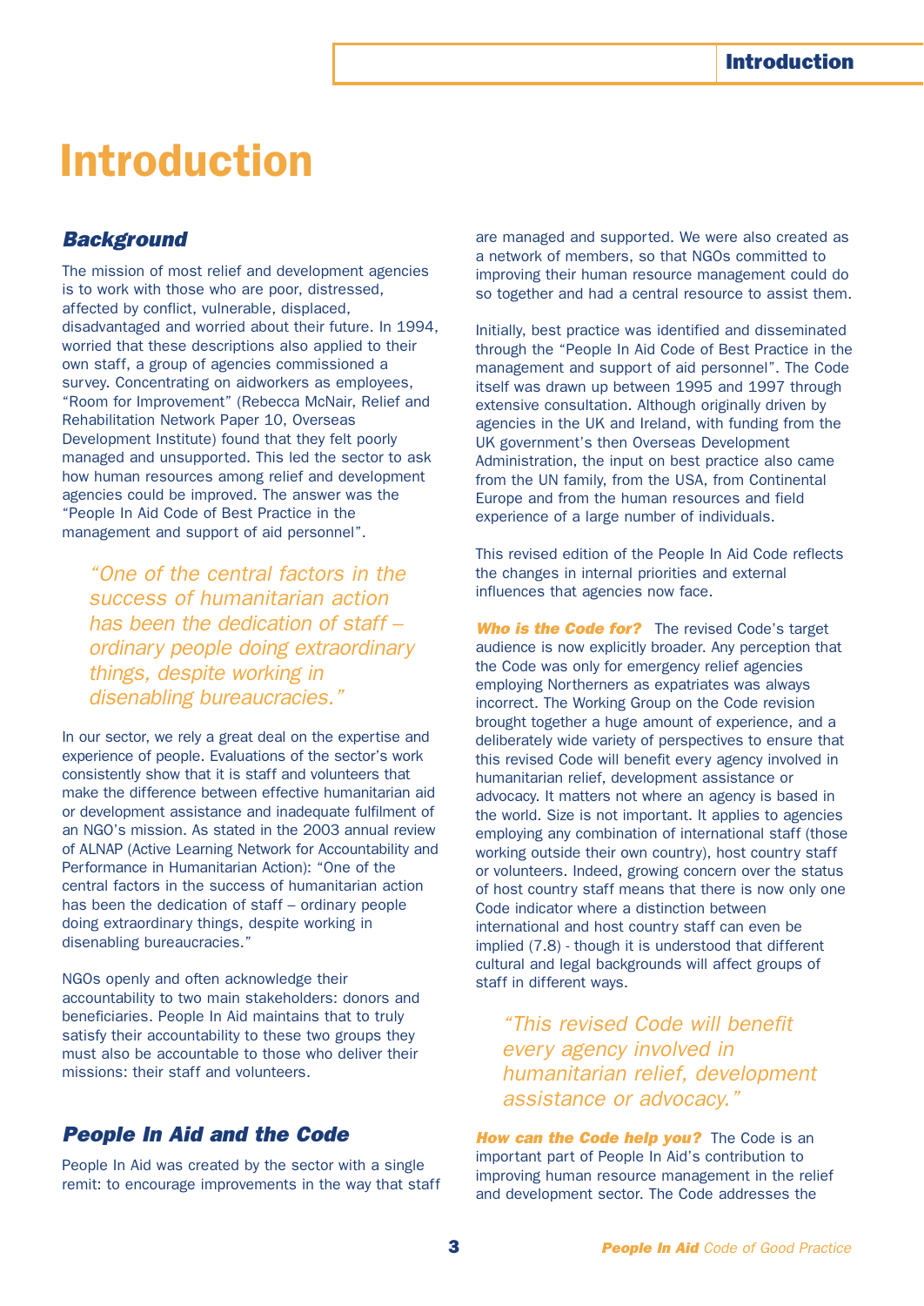# Introduction

## *Background*

The mission of most relief and development agencies is to work with those who are poor, distressed, affected by conflict, vulnerable, displaced, disadvantaged and worried about their future. In 1994, worried that these descriptions also applied to their own staff, a group of agencies commissioned a survey. Concentrating on aidworkers as employees, "Room for Improvement" (Rebecca McNair, Relief and Rehabilitation Network Paper 10, Overseas Development Institute) found that they felt poorly managed and unsupported. This led the sector to ask how human resources among relief and development agencies could be improved. The answer was the "People In Aid Code of Best Practice in the management and support of aid personnel".

> *"One of the central factors in the success of humanitarian action has been the dedication of staff – ordinary people doing extraordinary things, despite working in disenabling bureaucracies."*

In our sector, we rely a great deal on the expertise and experience of people. Evaluations of the sector's work consistently show that it is staff and volunteers that make the difference between effective humanitarian aid or development assistance and inadequate fulfilment of an NGO's mission. As stated in the 2003 annual review of ALNAP (Active Learning Network for Accountability and Performance in Humanitarian Action): "One of the central factors in the success of humanitarian action has been the dedication of staff – ordinary people doing extraordinary things, despite working in disenabling bureaucracies."

NGOs openly and often acknowledge their accountability to two main stakeholders: donors and beneficiaries. People In Aid maintains that to truly satisfy their accountability to these two groups they must also be accountable to those who deliver their missions: their staff and volunteers.

## *People In Aid and the Code*

People In Aid was created by the sector with a single remit: to encourage improvements in the way that staff are managed and supported. We were also created as a network of members, so that NGOs committed to improving their human resource management could do so together and had a central resource to assist them.

Initially, best practice was identified and disseminated through the "People In Aid Code of Best Practice in the management and support of aid personnel". The Code itself was drawn up between 1995 and 1997 through extensive consultation. Although originally driven by agencies in the UK and Ireland, with funding from the UK government's then Overseas Development Administration, the input on best practice also came from the UN family, from the USA, from Continental Europe and from the human resources and field experience of a large number of individuals.

This revised edition of the People In Aid Code reflects the changes in internal priorities and external influences that agencies now face.

***Who is the Code for?*** The revised Code's target audience is now explicitly broader. Any perception that the Code was only for emergency relief agencies employing Northerners as expatriates was always incorrect. The Working Group on the Code revision brought together a huge amount of experience, and a deliberately wide variety of perspectives to ensure that this revised Code will benefit every agency involved in humanitarian relief, development assistance or advocacy. It matters not where an agency is based in the world. Size is not important. It applies to agencies employing any combination of international staff (those working outside their own country), host country staff or volunteers. Indeed, growing concern over the status of host country staff means that there is now only one Code indicator where a distinction between international and host country staff can even be implied (7.8) - though it is understood that different cultural and legal backgrounds will affect groups of staff in different ways.

> *"This revised Code will benefit every agency involved in humanitarian relief, development assistance or advocacy."*

***How can the Code help you?*** The Code is an important part of People In Aid's contribution to improving human resource management in the relief and development sector. The Code addresses the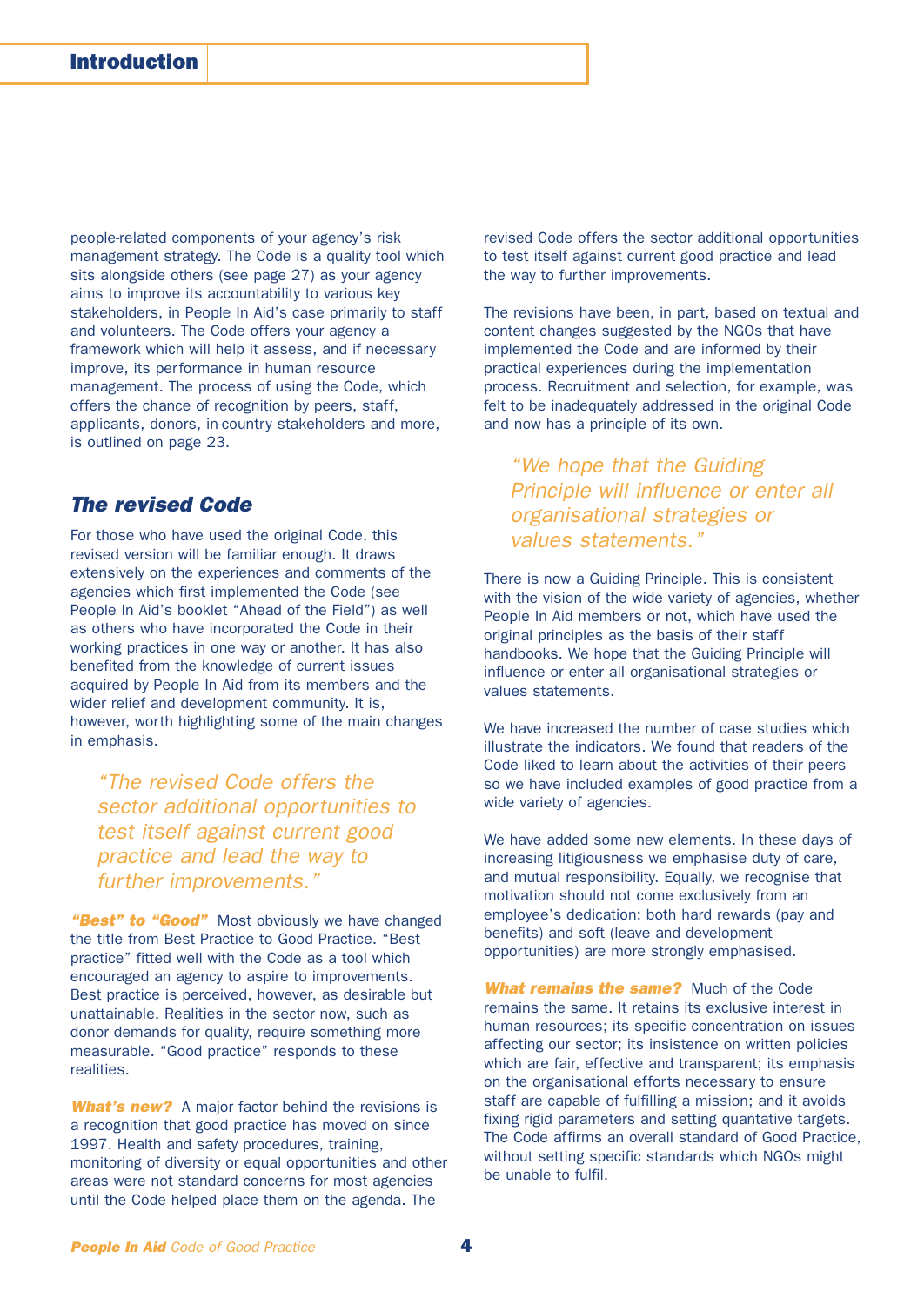people-related components of your agency's risk management strategy. The Code is a quality tool which sits alongside others (see page 27) as your agency aims to improve its accountability to various key stakeholders, in People In Aid's case primarily to staff and volunteers. The Code offers your agency a framework which will help it assess, and if necessary improve, its performance in human resource management. The process of using the Code, which offers the chance of recognition by peers, staff, applicants, donors, in-country stakeholders and more, is outlined on page 23.

## *The revised Code*

For those who have used the original Code, this revised version will be familiar enough. It draws extensively on the experiences and comments of the agencies which first implemented the Code (see People In Aid's booklet "Ahead of the Field") as well as others who have incorporated the Code in their working practices in one way or another. It has also benefited from the knowledge of current issues acquired by People In Aid from its members and the wider relief and development community. It is, however, worth highlighting some of the main changes in emphasis.

> *"The revised Code offers the sector additional opportunities to test itself against current good practice and lead the way to further improvements."*

***"Best" to "Good"*** Most obviously we have changed the title from Best Practice to Good Practice. "Best practice" fitted well with the Code as a tool which encouraged an agency to aspire to improvements. Best practice is perceived, however, as desirable but unattainable. Realities in the sector now, such as donor demands for quality, require something more measurable. "Good practice" responds to these realities.

***What's new?*** A major factor behind the revisions is a recognition that good practice has moved on since 1997. Health and safety procedures, training, monitoring of diversity or equal opportunities and other areas were not standard concerns for most agencies until the Code helped place them on the agenda. The revised Code offers the sector additional opportunities to test itself against current good practice and lead the way to further improvements.

The revisions have been, in part, based on textual and content changes suggested by the NGOs that have implemented the Code and are informed by their practical experiences during the implementation process. Recruitment and selection, for example, was felt to be inadequately addressed in the original Code and now has a principle of its own.

> *"We hope that the Guiding Principle will influence or enter all organisational strategies or values statements."*

There is now a Guiding Principle. This is consistent with the vision of the wide variety of agencies, whether People In Aid members or not, which have used the original principles as the basis of their staff handbooks. We hope that the Guiding Principle will influence or enter all organisational strategies or values statements.

We have increased the number of case studies which illustrate the indicators. We found that readers of the Code liked to learn about the activities of their peers so we have included examples of good practice from a wide variety of agencies.

We have added some new elements. In these days of increasing litigiousness we emphasise duty of care, and mutual responsibility. Equally, we recognise that motivation should not come exclusively from an employee's dedication: both hard rewards (pay and benefits) and soft (leave and development opportunities) are more strongly emphasised.

***What remains the same?*** Much of the Code remains the same. It retains its exclusive interest in human resources; its specific concentration on issues affecting our sector; its insistence on written policies which are fair, effective and transparent; its emphasis on the organisational efforts necessary to ensure staff are capable of fulfilling a mission; and it avoids fixing rigid parameters and setting quantative targets. The Code affirms an overall standard of Good Practice, without setting specific standards which NGOs might be unable to fulfil.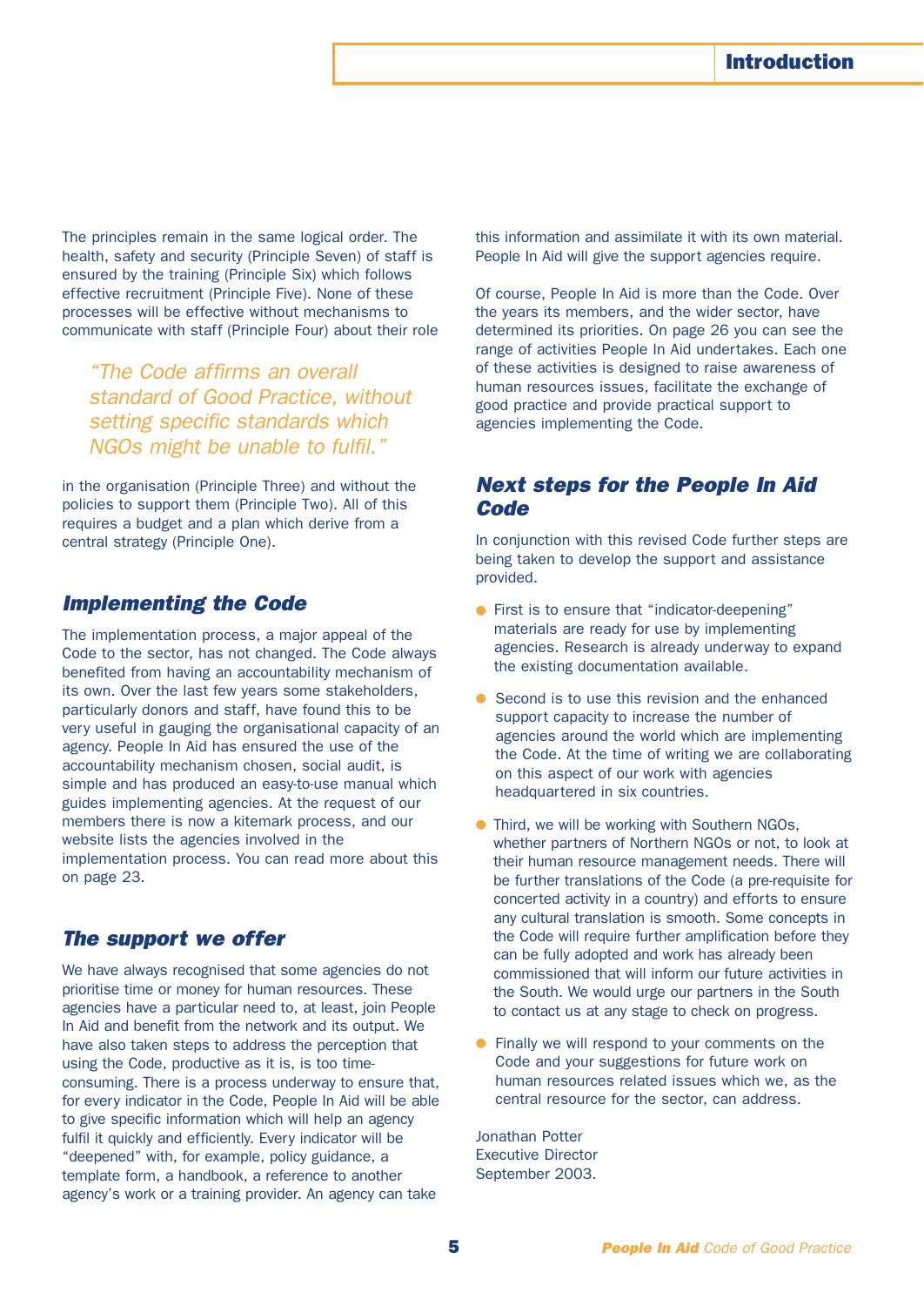The principles remain in the same logical order. The health, safety and security (Principle Seven) of staff is ensured by the training (Principle Six) which follows effective recruitment (Principle Five). None of these processes will be effective without mechanisms to communicate with staff (Principle Four) about their role in the organisation (Principle Three) and without the policies to support them (Principle Two). All of this requires a budget and a plan which derive from a central strategy (Principle One).

> *"The Code affirms an overall standard of Good Practice, without setting specific standards which NGOs might be unable to fulfil."*

## Implementing the Code

The implementation process, a major appeal of the Code to the sector, has not changed. The Code always benefited from having an accountability mechanism of its own. Over the last few years some stakeholders, particularly donors and staff, have found this to be very useful in gauging the organisational capacity of an agency. People In Aid has ensured the use of the accountability mechanism chosen, social audit, is simple and has produced an easy-to-use manual which guides implementing agencies. At the request of our members there is now a kitemark process, and our website lists the agencies involved in the implementation process. You can read more about this on page 23.

## The support we offer

We have always recognised that some agencies do not prioritise time or money for human resources. These agencies have a particular need to, at least, join People In Aid and benefit from the network and its output. We have also taken steps to address the perception that using the Code, productive as it is, is too time-consuming. There is a process underway to ensure that, for every indicator in the Code, People In Aid will be able to give specific information which will help an agency fulfil it quickly and efficiently. Every indicator will be "deepened" with, for example, policy guidance, a template form, a handbook, a reference to another agency's work or a training provider. An agency can take this information and assimilate it with its own material. People In Aid will give the support agencies require.

Of course, People In Aid is more than the Code. Over the years its members, and the wider sector, have determined its priorities. On page 26 you can see the range of activities People In Aid undertakes. Each one of these activities is designed to raise awareness of human resources issues, facilitate the exchange of good practice and provide practical support to agencies implementing the Code.

## Next steps for the People In Aid Code

In conjunction with this revised Code further steps are being taken to develop the support and assistance provided.

- First is to ensure that "indicator-deepening" materials are ready for use by implementing agencies. Research is already underway to expand the existing documentation available.
- Second is to use this revision and the enhanced support capacity to increase the number of agencies around the world which are implementing the Code. At the time of writing we are collaborating on this aspect of our work with agencies headquartered in six countries.
- Third, we will be working with Southern NGOs, whether partners of Northern NGOs or not, to look at their human resource management needs. There will be further translations of the Code (a pre-requisite for concerted activity in a country) and efforts to ensure any cultural translation is smooth. Some concepts in the Code will require further amplification before they can be fully adopted and work has already been commissioned that will inform our future activities in the South. We would urge our partners in the South to contact us at any stage to check on progress.
- Finally we will respond to your comments on the Code and your suggestions for future work on human resources related issues which we, as the central resource for the sector, can address.

Jonathan Potter
Executive Director
September 2003.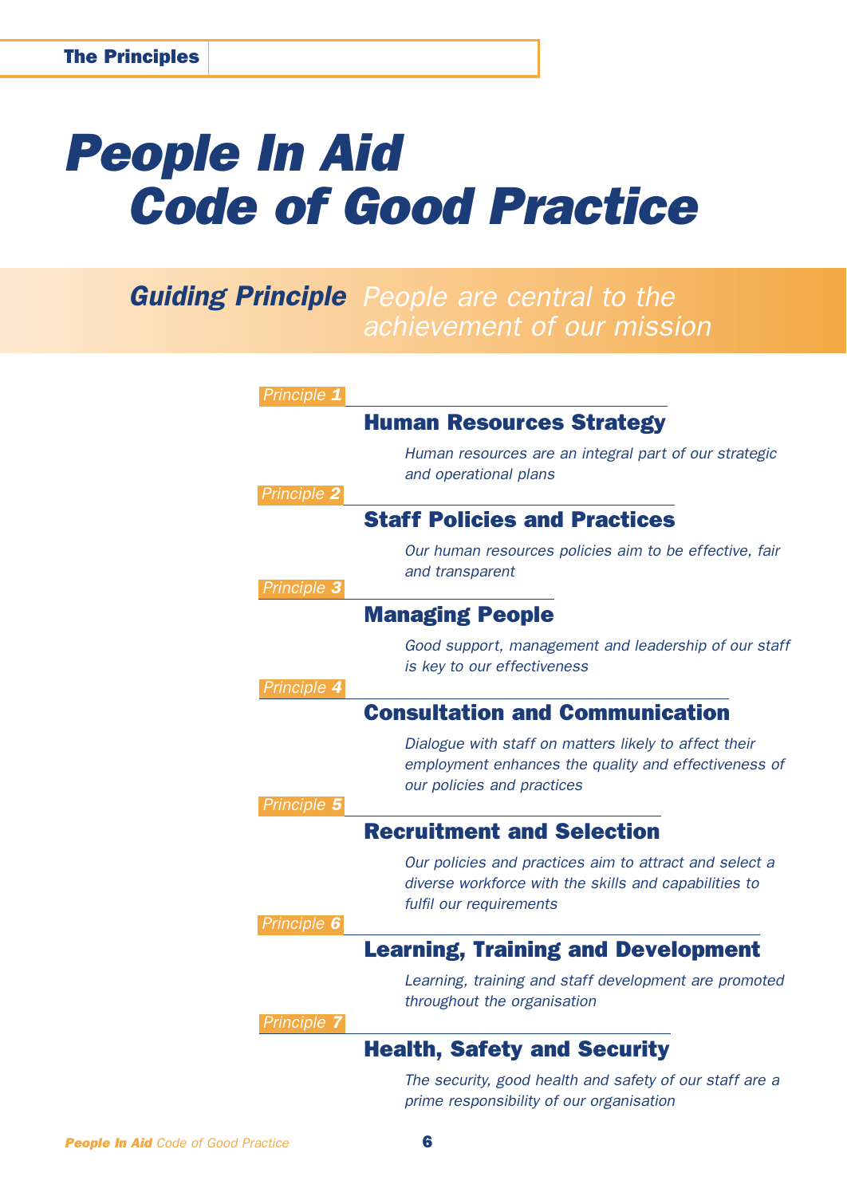# *People In Aid Code of Good Practice*

## *Guiding Principle* *People are central to the achievement of our mission*

*Principle 1*

### Human Resources Strategy

*Human resources are an integral part of our strategic and operational plans*

*Principle 2*

### Staff Policies and Practices

*Our human resources policies aim to be effective, fair and transparent*

*Principle 3*

### Managing People

*Good support, management and leadership of our staff is key to our effectiveness*

*Principle 4*

### Consultation and Communication

*Dialogue with staff on matters likely to affect their employment enhances the quality and effectiveness of our policies and practices*

*Principle 5*

### Recruitment and Selection

*Our policies and practices aim to attract and select a diverse workforce with the skills and capabilities to fulfil our requirements*

*Principle 6*

### Learning, Training and Development

*Learning, training and staff development are promoted throughout the organisation*

*Principle 7*

### Health, Safety and Security

*The security, good health and safety of our staff are a prime responsibility of our organisation*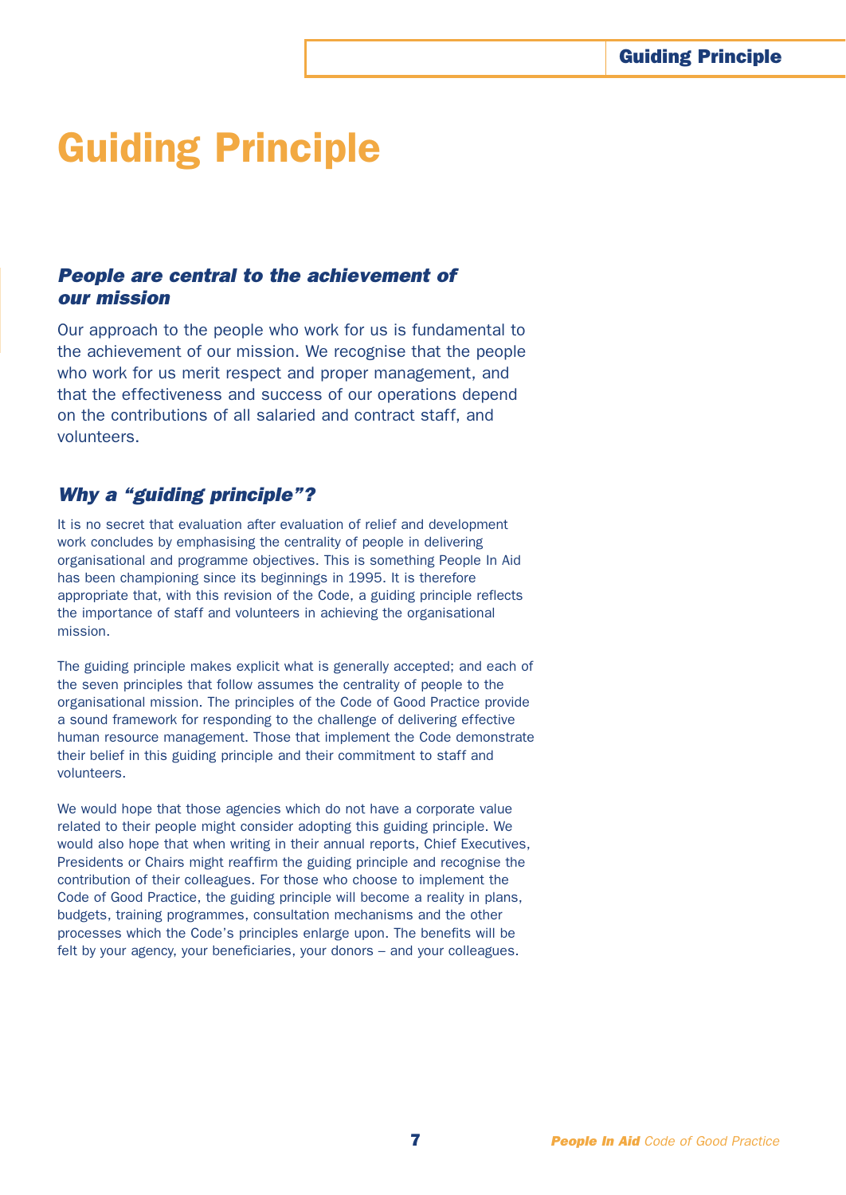# Guiding Principle

### *People are central to the achievement of our mission*

Our approach to the people who work for us is fundamental to the achievement of our mission. We recognise that the people who work for us merit respect and proper management, and that the effectiveness and success of our operations depend on the contributions of all salaried and contract staff, and volunteers.

### *Why a "guiding principle"?*

It is no secret that evaluation after evaluation of relief and development work concludes by emphasising the centrality of people in delivering organisational and programme objectives. This is something People In Aid has been championing since its beginnings in 1995. It is therefore appropriate that, with this revision of the Code, a guiding principle reflects the importance of staff and volunteers in achieving the organisational mission.

The guiding principle makes explicit what is generally accepted; and each of the seven principles that follow assumes the centrality of people to the organisational mission. The principles of the Code of Good Practice provide a sound framework for responding to the challenge of delivering effective human resource management. Those that implement the Code demonstrate their belief in this guiding principle and their commitment to staff and volunteers.

We would hope that those agencies which do not have a corporate value related to their people might consider adopting this guiding principle. We would also hope that when writing in their annual reports, Chief Executives, Presidents or Chairs might reaffirm the guiding principle and recognise the contribution of their colleagues. For those who choose to implement the Code of Good Practice, the guiding principle will become a reality in plans, budgets, training programmes, consultation mechanisms and the other processes which the Code's principles enlarge upon. The benefits will be felt by your agency, your beneficiaries, your donors – and your colleagues.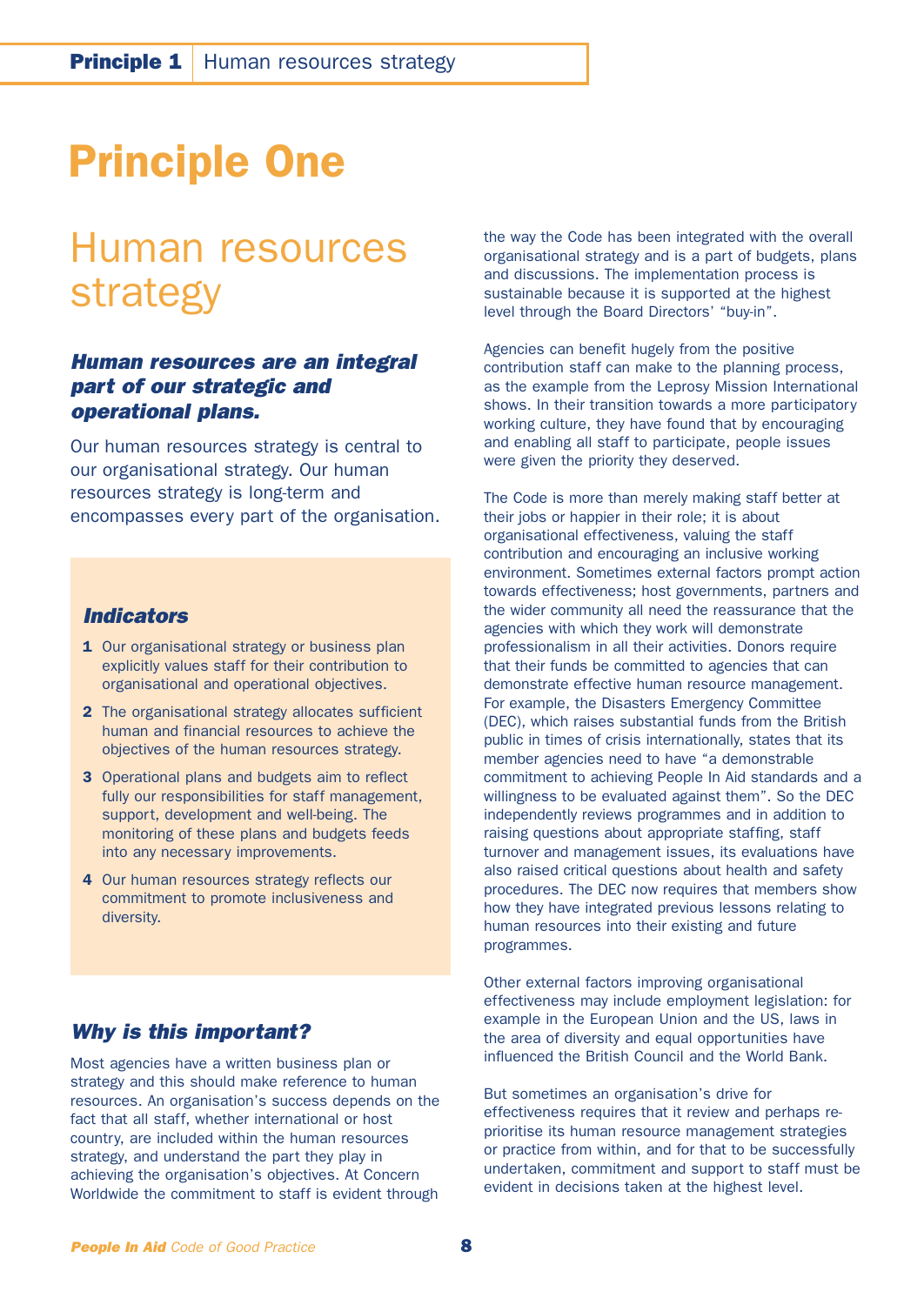# Principle One

## Human resources strategy

***Human resources are an integral part of our strategic and operational plans.***

Our human resources strategy is central to our organisational strategy. Our human resources strategy is long-term and encompasses every part of the organisation.

### *Indicators*

1. Our organisational strategy or business plan explicitly values staff for their contribution to organisational and operational objectives.
2. The organisational strategy allocates sufficient human and financial resources to achieve the objectives of the human resources strategy.
3. Operational plans and budgets aim to reflect fully our responsibilities for staff management, support, development and well-being. The monitoring of these plans and budgets feeds into any necessary improvements.
4. Our human resources strategy reflects our commitment to promote inclusiveness and diversity.

### *Why is this important?*

Most agencies have a written business plan or strategy and this should make reference to human resources. An organisation's success depends on the fact that all staff, whether international or host country, are included within the human resources strategy, and understand the part they play in achieving the organisation's objectives. At Concern Worldwide the commitment to staff is evident through the way the Code has been integrated with the overall organisational strategy and is a part of budgets, plans and discussions. The implementation process is sustainable because it is supported at the highest level through the Board Directors' "buy-in".

Agencies can benefit hugely from the positive contribution staff can make to the planning process, as the example from the Leprosy Mission International shows. In their transition towards a more participatory working culture, they have found that by encouraging and enabling all staff to participate, people issues were given the priority they deserved.

The Code is more than merely making staff better at their jobs or happier in their role; it is about organisational effectiveness, valuing the staff contribution and encouraging an inclusive working environment. Sometimes external factors prompt action towards effectiveness; host governments, partners and the wider community all need the reassurance that the agencies with which they work will demonstrate professionalism in all their activities. Donors require that their funds be committed to agencies that can demonstrate effective human resource management. For example, the Disasters Emergency Committee (DEC), which raises substantial funds from the British public in times of crisis internationally, states that its member agencies need to have "a demonstrable commitment to achieving People In Aid standards and a willingness to be evaluated against them". So the DEC independently reviews programmes and in addition to raising questions about appropriate staffing, staff turnover and management issues, its evaluations have also raised critical questions about health and safety procedures. The DEC now requires that members show how they have integrated previous lessons relating to human resources into their existing and future programmes.

Other external factors improving organisational effectiveness may include employment legislation: for example in the European Union and the US, laws in the area of diversity and equal opportunities have influenced the British Council and the World Bank.

But sometimes an organisation's drive for effectiveness requires that it review and perhaps re-prioritise its human resource management strategies or practice from within, and for that to be successfully undertaken, commitment and support to staff must be evident in decisions taken at the highest level.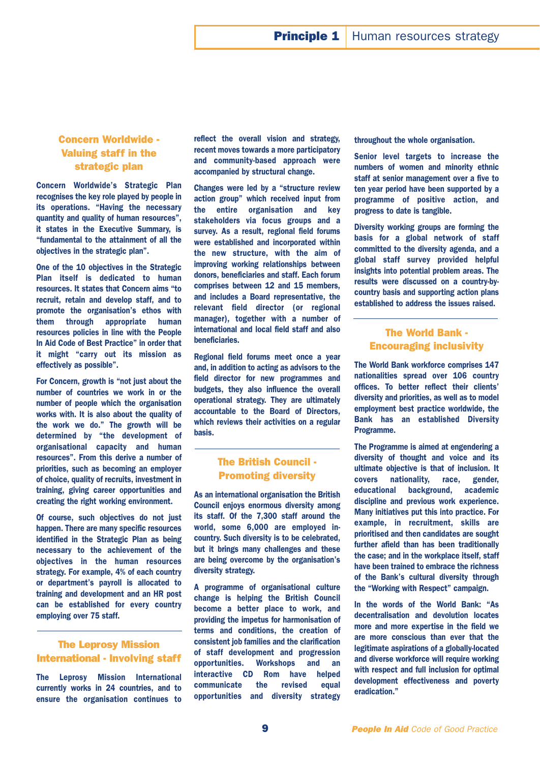## Concern Worldwide - Valuing staff in the strategic plan

Concern Worldwide's Strategic Plan recognises the key role played by people in its operations. "Having the necessary quantity and quality of human resources", it states in the Executive Summary, is "fundamental to the attainment of all the objectives in the strategic plan".

One of the 10 objectives in the Strategic Plan itself is dedicated to human resources. It states that Concern aims "to recruit, retain and develop staff, and to promote the organisation's ethos with them through appropriate human resources policies in line with the People In Aid Code of Best Practice" in order that it might "carry out its mission as effectively as possible".

For Concern, growth is "not just about the number of countries we work in or the number of people which the organisation works with. It is also about the quality of the work we do." The growth will be determined by "the development of organisational capacity and human resources". From this derive a number of priorities, such as becoming an employer of choice, quality of recruits, investment in training, giving career opportunities and creating the right working environment.

Of course, such objectives do not just happen. There are many specific resources identified in the Strategic Plan as being necessary to the achievement of the objectives in the human resources strategy. For example, 4% of each country or department's payroll is allocated to training and development and an HR post can be established for every country employing over 75 staff.

## The Leprosy Mission International - Involving staff

The Leprosy Mission International currently works in 24 countries, and to ensure the organisation continues to reflect the overall vision and strategy, recent moves towards a more participatory and community-based approach were accompanied by structural change.

Changes were led by a "structure review action group" which received input from the entire organisation and key stakeholders via focus groups and a survey. As a result, regional field forums were established and incorporated within the new structure, with the aim of improving working relationships between donors, beneficiaries and staff. Each forum comprises between 12 and 15 members, and includes a Board representative, the relevant field director (or regional manager), together with a number of international and local field staff and also beneficiaries.

Regional field forums meet once a year and, in addition to acting as advisors to the field director for new programmes and budgets, they also influence the overall operational strategy. They are ultimately accountable to the Board of Directors, which reviews their activities on a regular basis.

## The British Council - Promoting diversity

As an international organisation the British Council enjoys enormous diversity among its staff. Of the 7,300 staff around the world, some 6,000 are employed in-country. Such diversity is to be celebrated, but it brings many challenges and these are being overcome by the organisation's diversity strategy.

A programme of organisational culture change is helping the British Council become a better place to work, and providing the impetus for harmonisation of terms and conditions, the creation of consistent job families and the clarification of staff development and progression opportunities. Workshops and an interactive CD Rom have helped communicate the revised equal opportunities and diversity strategy throughout the whole organisation.

Senior level targets to increase the numbers of women and minority ethnic staff at senior management over a five to ten year period have been supported by a programme of positive action, and progress to date is tangible.

Diversity working groups are forming the basis for a global network of staff committed to the diversity agenda, and a global staff survey provided helpful insights into potential problem areas. The results were discussed on a country-by-country basis and supporting action plans established to address the issues raised.

## The World Bank - Encouraging inclusivity

The World Bank workforce comprises 147 nationalities spread over 106 country offices. To better reflect their clients' diversity and priorities, as well as to model employment best practice worldwide, the Bank has an established Diversity Programme.

The Programme is aimed at engendering a diversity of thought and voice and its ultimate objective is that of inclusion. It covers nationality, race, gender, educational background, academic discipline and previous work experience. Many initiatives put this into practice. For example, in recruitment, skills are prioritised and then candidates are sought further afield than has been traditionally the case; and in the workplace itself, staff have been trained to embrace the richness of the Bank's cultural diversity through the "Working with Respect" campaign.

In the words of the World Bank: "As decentralisation and devolution locates more and more expertise in the field we are more conscious than ever that the legitimate aspirations of a globally-located and diverse workforce will require working with respect and full inclusion for optimal development effectiveness and poverty eradication."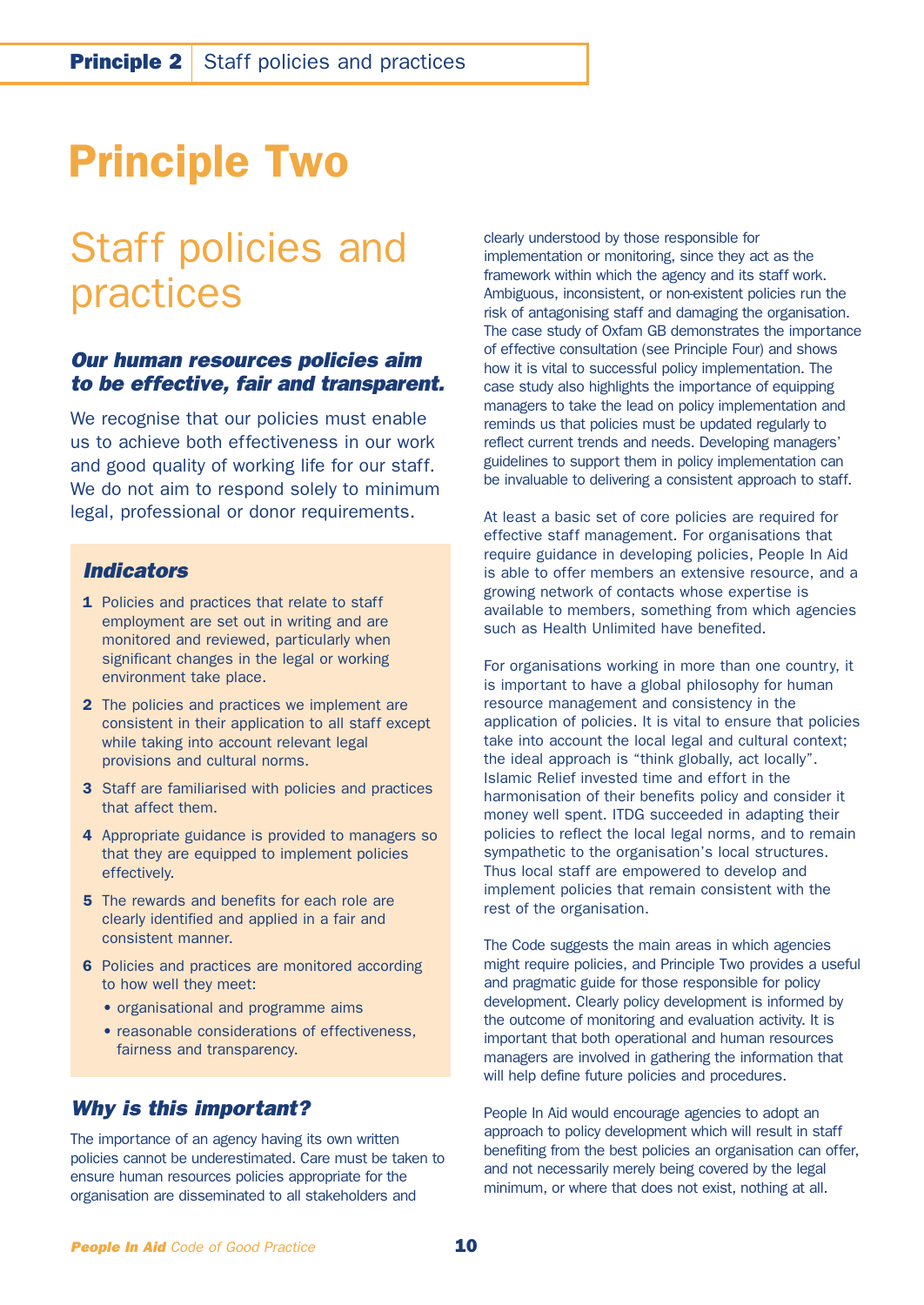# Principle Two

## Staff policies and practices

### *Our human resources policies aim to be effective, fair and transparent.*

We recognise that our policies must enable us to achieve both effectiveness in our work and good quality of working life for our staff. We do not aim to respond solely to minimum legal, professional or donor requirements.

### *Indicators*

1. Policies and practices that relate to staff employment are set out in writing and are monitored and reviewed, particularly when significant changes in the legal or working environment take place.
2. The policies and practices we implement are consistent in their application to all staff except while taking into account relevant legal provisions and cultural norms.
3. Staff are familiarised with policies and practices that affect them.
4. Appropriate guidance is provided to managers so that they are equipped to implement policies effectively.
5. The rewards and benefits for each role are clearly identified and applied in a fair and consistent manner.
6. Policies and practices are monitored according to how well they meet:
   - organisational and programme aims
   - reasonable considerations of effectiveness, fairness and transparency.

### *Why is this important?*

The importance of an agency having its own written policies cannot be underestimated. Care must be taken to ensure human resources policies appropriate for the organisation are disseminated to all stakeholders and clearly understood by those responsible for implementation or monitoring, since they act as the framework within which the agency and its staff work. Ambiguous, inconsistent, or non-existent policies run the risk of antagonising staff and damaging the organisation. The case study of Oxfam GB demonstrates the importance of effective consultation (see Principle Four) and shows how it is vital to successful policy implementation. The case study also highlights the importance of equipping managers to take the lead on policy implementation and reminds us that policies must be updated regularly to reflect current trends and needs. Developing managers' guidelines to support them in policy implementation can be invaluable to delivering a consistent approach to staff.

At least a basic set of core policies are required for effective staff management. For organisations that require guidance in developing policies, People In Aid is able to offer members an extensive resource, and a growing network of contacts whose expertise is available to members, something from which agencies such as Health Unlimited have benefited.

For organisations working in more than one country, it is important to have a global philosophy for human resource management and consistency in the application of policies. It is vital to ensure that policies take into account the local legal and cultural context; the ideal approach is "think globally, act locally". Islamic Relief invested time and effort in the harmonisation of their benefits policy and consider it money well spent. ITDG succeeded in adapting their policies to reflect the local legal norms, and to remain sympathetic to the organisation's local structures. Thus local staff are empowered to develop and implement policies that remain consistent with the rest of the organisation.

The Code suggests the main areas in which agencies might require policies, and Principle Two provides a useful and pragmatic guide for those responsible for policy development. Clearly policy development is informed by the outcome of monitoring and evaluation activity. It is important that both operational and human resources managers are involved in gathering the information that will help define future policies and procedures.

People In Aid would encourage agencies to adopt an approach to policy development which will result in staff benefiting from the best policies an organisation can offer, and not necessarily merely being covered by the legal minimum, or where that does not exist, nothing at all.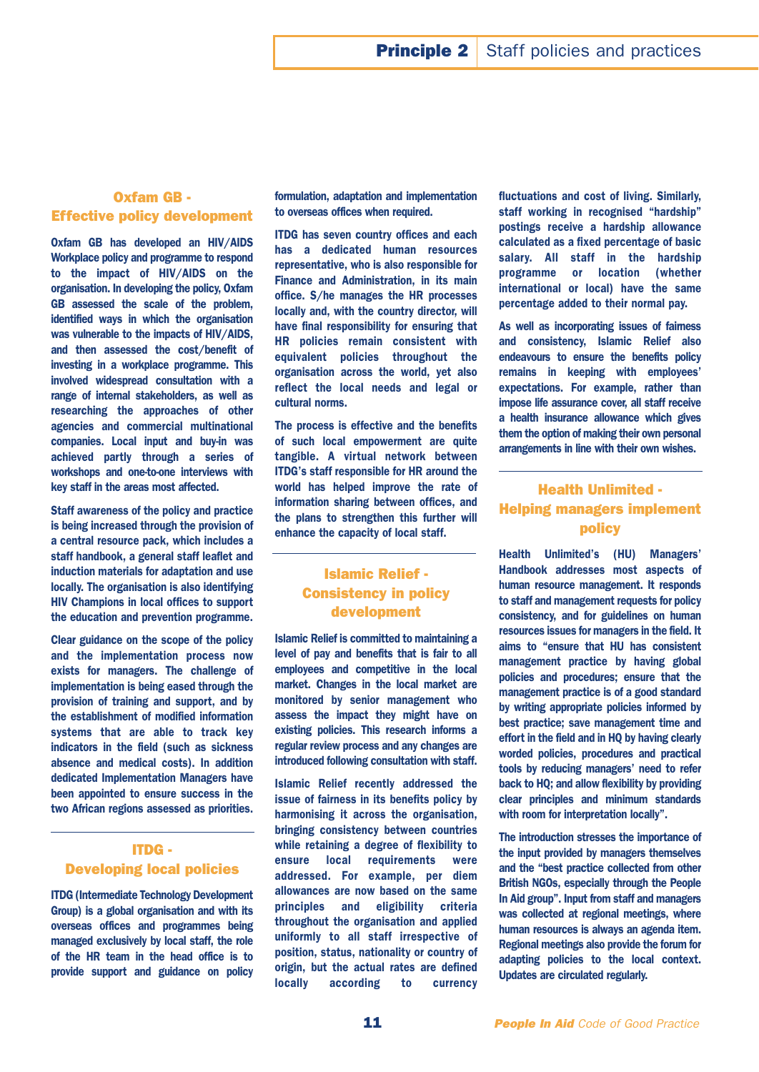## Oxfam GB - Effective policy development

**Oxfam GB has developed an HIV/AIDS Workplace policy and programme to respond to the impact of HIV/AIDS on the organisation. In developing the policy, Oxfam GB assessed the scale of the problem, identified ways in which the organisation was vulnerable to the impacts of HIV/AIDS, and then assessed the cost/benefit of investing in a workplace programme. This involved widespread consultation with a range of internal stakeholders, as well as researching the approaches of other agencies and commercial multinational companies. Local input and buy-in was achieved partly through a series of workshops and one-to-one interviews with key staff in the areas most affected.**

**Staff awareness of the policy and practice is being increased through the provision of a central resource pack, which includes a staff handbook, a general staff leaflet and induction materials for adaptation and use locally. The organisation is also identifying HIV Champions in local offices to support the education and prevention programme.**

**Clear guidance on the scope of the policy and the implementation process now exists for managers. The challenge of implementation is being eased through the provision of training and support, and by the establishment of modified information systems that are able to track key indicators in the field (such as sickness absence and medical costs). In addition dedicated Implementation Managers have been appointed to ensure success in the two African regions assessed as priorities.**

## ITDG - Developing local policies

**ITDG (Intermediate Technology Development Group) is a global organisation and with its overseas offices and programmes being managed exclusively by local staff, the role of the HR team in the head office is to provide support and guidance on policy formulation, adaptation and implementation to overseas offices when required.**

**ITDG has seven country offices and each has a dedicated human resources representative, who is also responsible for Finance and Administration, in its main office. S/he manages the HR processes locally and, with the country director, will have final responsibility for ensuring that HR policies remain consistent with equivalent policies throughout the organisation across the world, yet also reflect the local needs and legal or cultural norms.**

**The process is effective and the benefits of such local empowerment are quite tangible. A virtual network between ITDG's staff responsible for HR around the world has helped improve the rate of information sharing between offices, and the plans to strengthen this further will enhance the capacity of local staff.**

## Islamic Relief - Consistency in policy development

**Islamic Relief is committed to maintaining a level of pay and benefits that is fair to all employees and competitive in the local market. Changes in the local market are monitored by senior management who assess the impact they might have on existing policies. This research informs a regular review process and any changes are introduced following consultation with staff.**

**Islamic Relief recently addressed the issue of fairness in its benefits policy by harmonising it across the organisation, bringing consistency between countries while retaining a degree of flexibility to ensure local requirements were addressed. For example, per diem allowances are now based on the same principles and eligibility criteria throughout the organisation and applied uniformly to all staff irrespective of position, status, nationality or country of origin, but the actual rates are defined locally according to currency fluctuations and cost of living. Similarly, staff working in recognised "hardship" postings receive a hardship allowance calculated as a fixed percentage of basic salary. All staff in the hardship programme or location (whether international or local) have the same percentage added to their normal pay.**

**As well as incorporating issues of fairness and consistency, Islamic Relief also endeavours to ensure the benefits policy remains in keeping with employees' expectations. For example, rather than impose life assurance cover, all staff receive a health insurance allowance which gives them the option of making their own personal arrangements in line with their own wishes.**

## Health Unlimited - Helping managers implement policy

**Health Unlimited's (HU) Managers' Handbook addresses most aspects of human resource management. It responds to staff and management requests for policy consistency, and for guidelines on human resources issues for managers in the field. It aims to "ensure that HU has consistent management practice by having global policies and procedures; ensure that the management practice is of a good standard by writing appropriate policies informed by best practice; save management time and effort in the field and in HQ by having clearly worded policies, procedures and practical tools by reducing managers' need to refer back to HQ; and allow flexibility by providing clear principles and minimum standards with room for interpretation locally".**

**The introduction stresses the importance of the input provided by managers themselves and the "best practice collected from other British NGOs, especially through the People In Aid group". Input from staff and managers was collected at regional meetings, where human resources is always an agenda item. Regional meetings also provide the forum for adapting policies to the local context. Updates are circulated regularly.**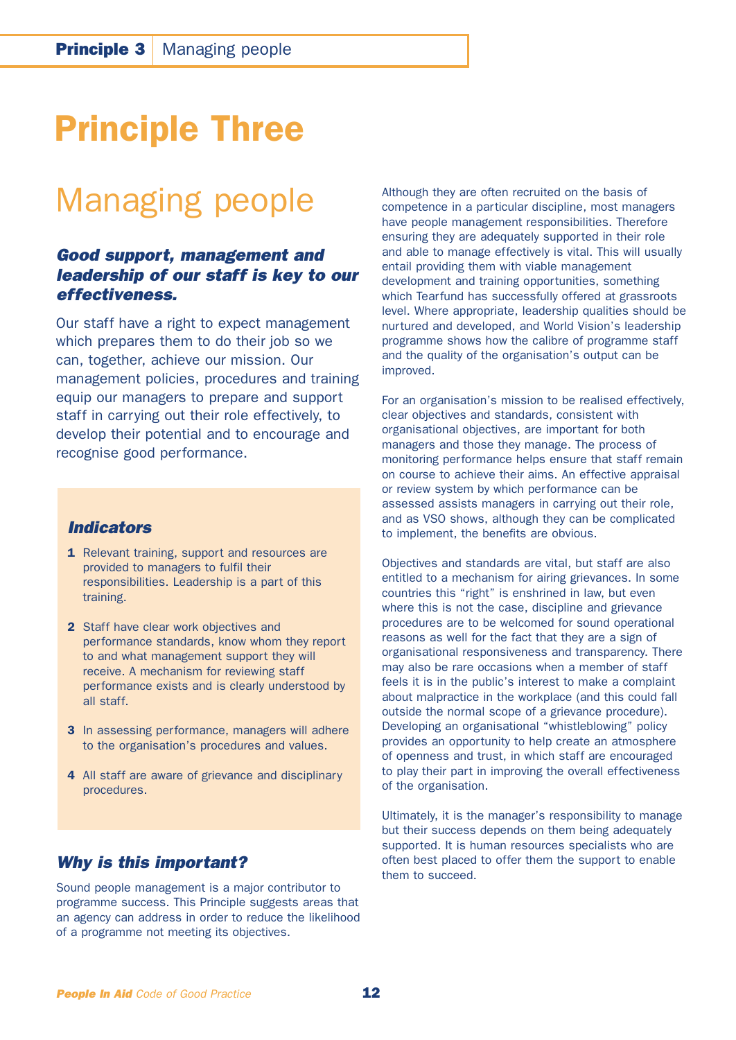# Principle Three

## Managing people

***Good support, management and leadership of our staff is key to our effectiveness.***

Our staff have a right to expect management which prepares them to do their job so we can, together, achieve our mission. Our management policies, procedures and training equip our managers to prepare and support staff in carrying out their role effectively, to develop their potential and to encourage and recognise good performance.

### *Indicators*

1. Relevant training, support and resources are provided to managers to fulfil their responsibilities. Leadership is a part of this training.
2. Staff have clear work objectives and performance standards, know whom they report to and what management support they will receive. A mechanism for reviewing staff performance exists and is clearly understood by all staff.
3. In assessing performance, managers will adhere to the organisation's procedures and values.
4. All staff are aware of grievance and disciplinary procedures.

### *Why is this important?*

Sound people management is a major contributor to programme success. This Principle suggests areas that an agency can address in order to reduce the likelihood of a programme not meeting its objectives.

Although they are often recruited on the basis of competence in a particular discipline, most managers have people management responsibilities. Therefore ensuring they are adequately supported in their role and able to manage effectively is vital. This will usually entail providing them with viable management development and training opportunities, something which Tearfund has successfully offered at grassroots level. Where appropriate, leadership qualities should be nurtured and developed, and World Vision's leadership programme shows how the calibre of programme staff and the quality of the organisation's output can be improved.

For an organisation's mission to be realised effectively, clear objectives and standards, consistent with organisational objectives, are important for both managers and those they manage. The process of monitoring performance helps ensure that staff remain on course to achieve their aims. An effective appraisal or review system by which performance can be assessed assists managers in carrying out their role, and as VSO shows, although they can be complicated to implement, the benefits are obvious.

Objectives and standards are vital, but staff are also entitled to a mechanism for airing grievances. In some countries this "right" is enshrined in law, but even where this is not the case, discipline and grievance procedures are to be welcomed for sound operational reasons as well for the fact that they are a sign of organisational responsiveness and transparency. There may also be rare occasions when a member of staff feels it is in the public's interest to make a complaint about malpractice in the workplace (and this could fall outside the normal scope of a grievance procedure). Developing an organisational "whistleblowing" policy provides an opportunity to help create an atmosphere of openness and trust, in which staff are encouraged to play their part in improving the overall effectiveness of the organisation.

Ultimately, it is the manager's responsibility to manage but their success depends on them being adequately supported. It is human resources specialists who are often best placed to offer them the support to enable them to succeed.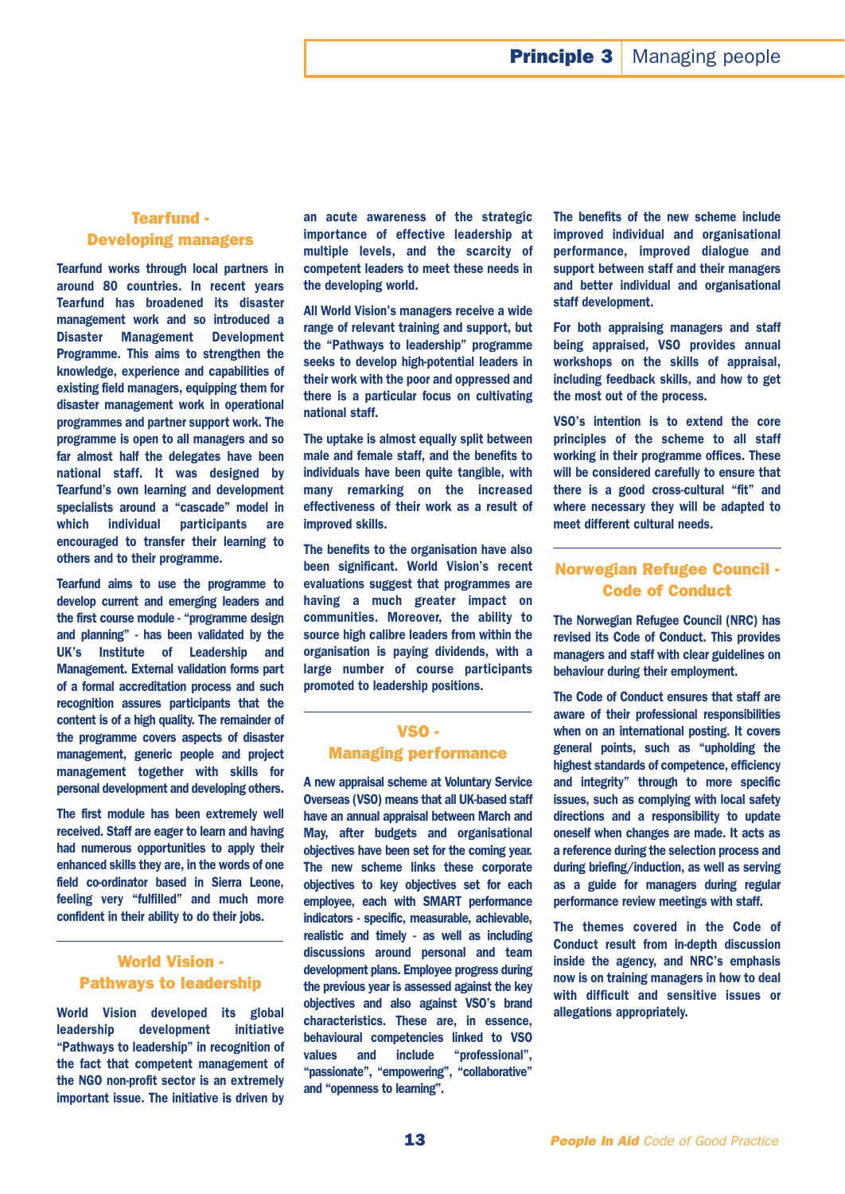## Tearfund - Developing managers

Tearfund works through local partners in around 80 countries. In recent years Tearfund has broadened its disaster management work and so introduced a Disaster Management Development Programme. This aims to strengthen the knowledge, experience and capabilities of existing field managers, equipping them for disaster management work in operational programmes and partner support work. The programme is open to all managers and so far almost half the delegates have been national staff. It was designed by Tearfund's own learning and development specialists around a "cascade" model in which individual participants are encouraged to transfer their learning to others and to their programme.

Tearfund aims to use the programme to develop current and emerging leaders and the first course module - "programme design and planning" - has been validated by the UK's Institute of Leadership and Management. External validation forms part of a formal accreditation process and such recognition assures participants that the content is of a high quality. The remainder of the programme covers aspects of disaster management, generic people and project management together with skills for personal development and developing others.

The first module has been extremely well received. Staff are eager to learn and having had numerous opportunities to apply their enhanced skills they are, in the words of one field co-ordinator based in Sierra Leone, feeling very "fulfilled" and much more confident in their ability to do their jobs.

## World Vision - Pathways to leadership

World Vision developed its global leadership development initiative "Pathways to leadership" in recognition of the fact that competent management of the NGO non-profit sector is an extremely important issue. The initiative is driven by an acute awareness of the strategic importance of effective leadership at multiple levels, and the scarcity of competent leaders to meet these needs in the developing world.

All World Vision's managers receive a wide range of relevant training and support, but the "Pathways to leadership" programme seeks to develop high-potential leaders in their work with the poor and oppressed and there is a particular focus on cultivating national staff.

The uptake is almost equally split between male and female staff, and the benefits to individuals have been quite tangible, with many remarking on the increased effectiveness of their work as a result of improved skills.

The benefits to the organisation have also been significant. World Vision's recent evaluations suggest that programmes are having a much greater impact on communities. Moreover, the ability to source high calibre leaders from within the organisation is paying dividends, with a large number of course participants promoted to leadership positions.

## VSO - Managing performance

A new appraisal scheme at Voluntary Service Overseas (VSO) means that all UK-based staff have an annual appraisal between March and May, after budgets and organisational objectives have been set for the coming year. The new scheme links these corporate objectives to key objectives set for each employee, each with SMART performance indicators - specific, measurable, achievable, realistic and timely - as well as including discussions around personal and team development plans. Employee progress during the previous year is assessed against the key objectives and also against VSO's brand characteristics. These are, in essence, behavioural competencies linked to VSO values and include "professional", "passionate", "empowering", "collaborative" and "openness to learning".

The benefits of the new scheme include improved individual and organisational performance, improved dialogue and support between staff and their managers and better individual and organisational staff development.

For both appraising managers and staff being appraised, VSO provides annual workshops on the skills of appraisal, including feedback skills, and how to get the most out of the process.

VSO's intention is to extend the core principles of the scheme to all staff working in their programme offices. These will be considered carefully to ensure that there is a good cross-cultural "fit" and where necessary they will be adapted to meet different cultural needs.

## Norwegian Refugee Council - Code of Conduct

The Norwegian Refugee Council (NRC) has revised its Code of Conduct. This provides managers and staff with clear guidelines on behaviour during their employment.

The Code of Conduct ensures that staff are aware of their professional responsibilities when on an international posting. It covers general points, such as "upholding the highest standards of competence, efficiency and integrity" through to more specific issues, such as complying with local safety directions and a responsibility to update oneself when changes are made. It acts as a reference during the selection process and during briefing/induction, as well as serving as a guide for managers during regular performance review meetings with staff.

The themes covered in the Code of Conduct result from in-depth discussion inside the agency, and NRC's emphasis now is on training managers in how to deal with difficult and sensitive issues or allegations appropriately.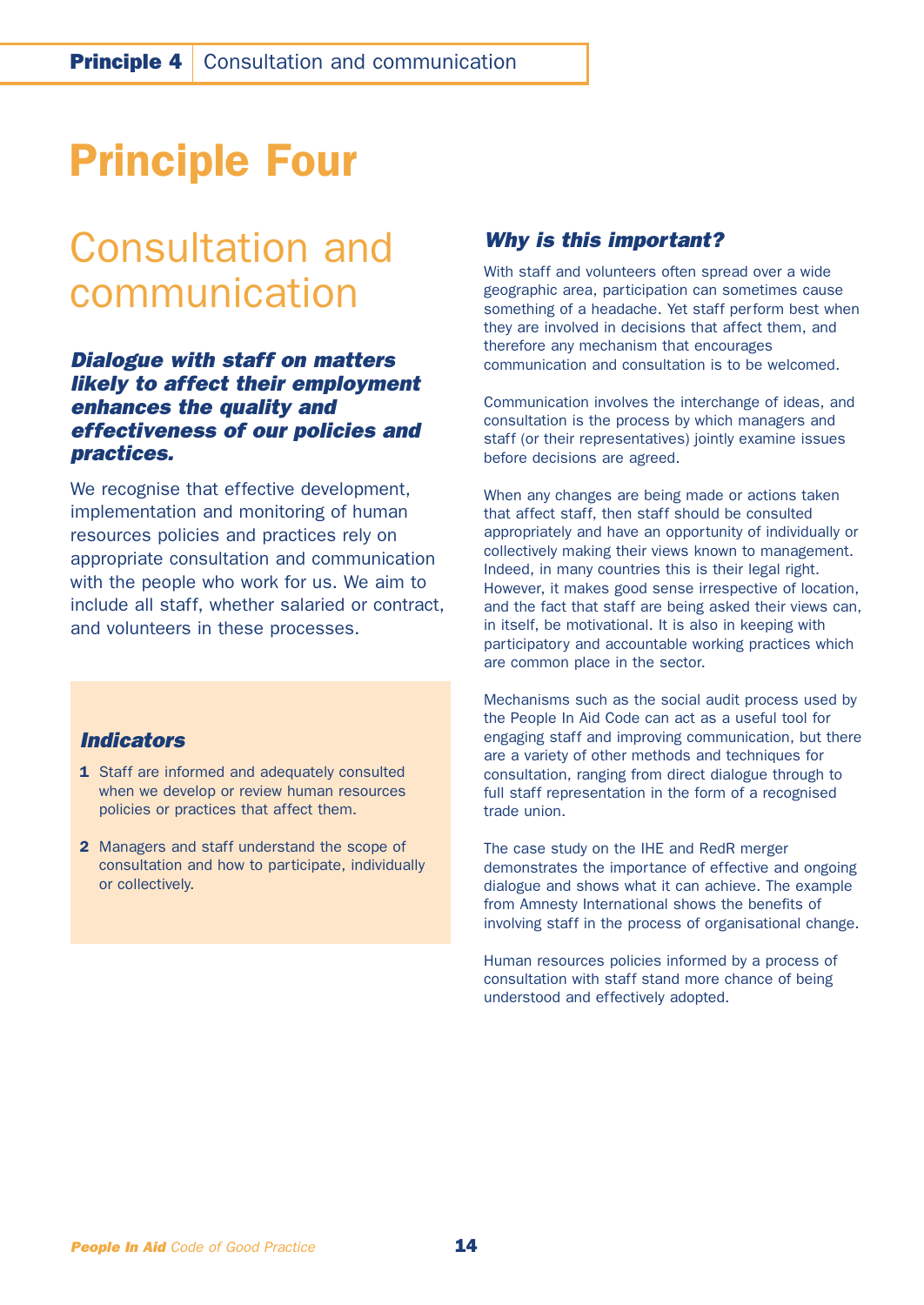# Principle Four

## Consultation and communication

***Dialogue with staff on matters likely to affect their employment enhances the quality and effectiveness of our policies and practices.***

We recognise that effective development, implementation and monitoring of human resources policies and practices rely on appropriate consultation and communication with the people who work for us. We aim to include all staff, whether salaried or contract, and volunteers in these processes.

### *Indicators*

1. Staff are informed and adequately consulted when we develop or review human resources policies or practices that affect them.
2. Managers and staff understand the scope of consultation and how to participate, individually or collectively.

### *Why is this important?*

With staff and volunteers often spread over a wide geographic area, participation can sometimes cause something of a headache. Yet staff perform best when they are involved in decisions that affect them, and therefore any mechanism that encourages communication and consultation is to be welcomed.

Communication involves the interchange of ideas, and consultation is the process by which managers and staff (or their representatives) jointly examine issues before decisions are agreed.

When any changes are being made or actions taken that affect staff, then staff should be consulted appropriately and have an opportunity of individually or collectively making their views known to management. Indeed, in many countries this is their legal right. However, it makes good sense irrespective of location, and the fact that staff are being asked their views can, in itself, be motivational. It is also in keeping with participatory and accountable working practices which are common place in the sector.

Mechanisms such as the social audit process used by the People In Aid Code can act as a useful tool for engaging staff and improving communication, but there are a variety of other methods and techniques for consultation, ranging from direct dialogue through to full staff representation in the form of a recognised trade union.

The case study on the IHE and RedR merger demonstrates the importance of effective and ongoing dialogue and shows what it can achieve. The example from Amnesty International shows the benefits of involving staff in the process of organisational change.

Human resources policies informed by a process of consultation with staff stand more chance of being understood and effectively adopted.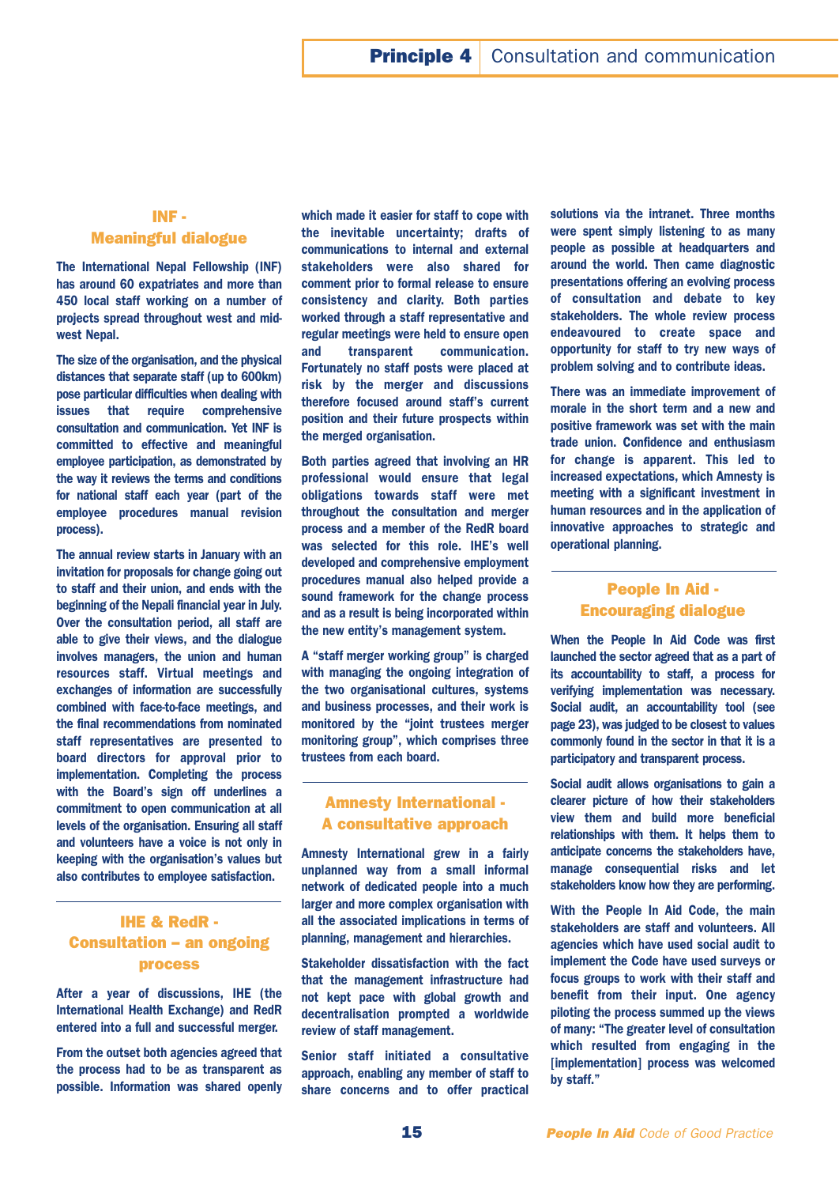# Principle 4 Consultation and communication

## INF - Meaningful dialogue

The International Nepal Fellowship (INF) has around 60 expatriates and more than 450 local staff working on a number of projects spread throughout west and mid-west Nepal.

The size of the organisation, and the physical distances that separate staff (up to 600km) pose particular difficulties when dealing with issues that require comprehensive consultation and communication. Yet INF is committed to effective and meaningful employee participation, as demonstrated by the way it reviews the terms and conditions for national staff each year (part of the employee procedures manual revision process).

The annual review starts in January with an invitation for proposals for change going out to staff and their union, and ends with the beginning of the Nepali financial year in July. Over the consultation period, all staff are able to give their views, and the dialogue involves managers, the union and human resources staff. Virtual meetings and exchanges of information are successfully combined with face-to-face meetings, and the final recommendations from nominated staff representatives are presented to board directors for approval prior to implementation. Completing the process with the Board's sign off underlines a commitment to open communication at all levels of the organisation. Ensuring all staff and volunteers have a voice is not only in keeping with the organisation's values but also contributes to employee satisfaction.

## IHE & RedR - Consultation – an ongoing process

After a year of discussions, IHE (the International Health Exchange) and RedR entered into a full and successful merger.

From the outset both agencies agreed that the process had to be as transparent as possible. Information was shared openly which made it easier for staff to cope with the inevitable uncertainty; drafts of communications to internal and external stakeholders were also shared for comment prior to formal release to ensure consistency and clarity. Both parties worked through a staff representative and regular meetings were held to ensure open and transparent communication. Fortunately no staff posts were placed at risk by the merger and discussions therefore focused around staff's current position and their future prospects within the merged organisation.

Both parties agreed that involving an HR professional would ensure that legal obligations towards staff were met throughout the consultation and merger process and a member of the RedR board was selected for this role. IHE's well developed and comprehensive employment procedures manual also helped provide a sound framework for the change process and as a result is being incorporated within the new entity's management system.

A "staff merger working group" is charged with managing the ongoing integration of the two organisational cultures, systems and business processes, and their work is monitored by the "joint trustees merger monitoring group", which comprises three trustees from each board.

## Amnesty International - A consultative approach

Amnesty International grew in a fairly unplanned way from a small informal network of dedicated people into a much larger and more complex organisation with all the associated implications in terms of planning, management and hierarchies.

Stakeholder dissatisfaction with the fact that the management infrastructure had not kept pace with global growth and decentralisation prompted a worldwide review of staff management.

Senior staff initiated a consultative approach, enabling any member of staff to share concerns and to offer practical solutions via the intranet. Three months were spent simply listening to as many people as possible at headquarters and around the world. Then came diagnostic presentations offering an evolving process of consultation and debate to key stakeholders. The whole review process endeavoured to create space and opportunity for staff to try new ways of problem solving and to contribute ideas.

There was an immediate improvement of morale in the short term and a new and positive framework was set with the main trade union. Confidence and enthusiasm for change is apparent. This led to increased expectations, which Amnesty is meeting with a significant investment in human resources and in the application of innovative approaches to strategic and operational planning.

## People In Aid - Encouraging dialogue

When the People In Aid Code was first launched the sector agreed that as a part of its accountability to staff, a process for verifying implementation was necessary. Social audit, an accountability tool (see page 23), was judged to be closest to values commonly found in the sector in that it is a participatory and transparent process.

Social audit allows organisations to gain a clearer picture of how their stakeholders view them and build more beneficial relationships with them. It helps them to anticipate concerns the stakeholders have, manage consequential risks and let stakeholders know how they are performing.

With the People In Aid Code, the main stakeholders are staff and volunteers. All agencies which have used social audit to implement the Code have used surveys or focus groups to work with their staff and benefit from their input. One agency piloting the process summed up the views of many: "The greater level of consultation which resulted from engaging in the [implementation] process was welcomed by staff."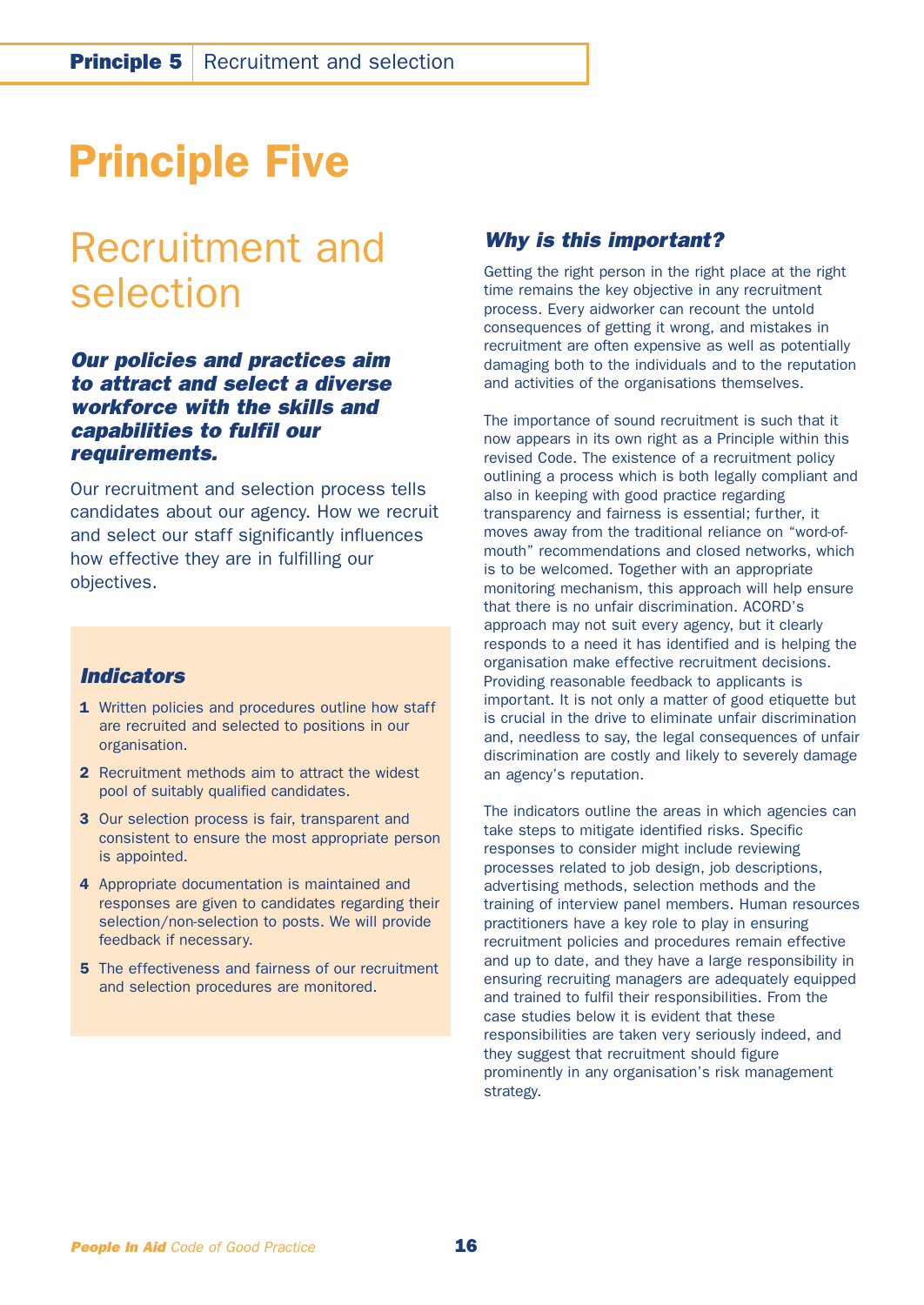# Principle Five

## Recruitment and selection

***Our policies and practices aim to attract and select a diverse workforce with the skills and capabilities to fulfil our requirements.***

Our recruitment and selection process tells candidates about our agency. How we recruit and select our staff significantly influences how effective they are in fulfilling our objectives.

### *Indicators*

1. Written policies and procedures outline how staff are recruited and selected to positions in our organisation.
2. Recruitment methods aim to attract the widest pool of suitably qualified candidates.
3. Our selection process is fair, transparent and consistent to ensure the most appropriate person is appointed.
4. Appropriate documentation is maintained and responses are given to candidates regarding their selection/non-selection to posts. We will provide feedback if necessary.
5. The effectiveness and fairness of our recruitment and selection procedures are monitored.

### *Why is this important?*

Getting the right person in the right place at the right time remains the key objective in any recruitment process. Every aidworker can recount the untold consequences of getting it wrong, and mistakes in recruitment are often expensive as well as potentially damaging both to the individuals and to the reputation and activities of the organisations themselves.

The importance of sound recruitment is such that it now appears in its own right as a Principle within this revised Code. The existence of a recruitment policy outlining a process which is both legally compliant and also in keeping with good practice regarding transparency and fairness is essential; further, it moves away from the traditional reliance on "word-of-mouth" recommendations and closed networks, which is to be welcomed. Together with an appropriate monitoring mechanism, this approach will help ensure that there is no unfair discrimination. ACORD's approach may not suit every agency, but it clearly responds to a need it has identified and is helping the organisation make effective recruitment decisions. Providing reasonable feedback to applicants is important. It is not only a matter of good etiquette but is crucial in the drive to eliminate unfair discrimination and, needless to say, the legal consequences of unfair discrimination are costly and likely to severely damage an agency's reputation.

The indicators outline the areas in which agencies can take steps to mitigate identified risks. Specific responses to consider might include reviewing processes related to job design, job descriptions, advertising methods, selection methods and the training of interview panel members. Human resources practitioners have a key role to play in ensuring recruitment policies and procedures remain effective and up to date, and they have a large responsibility in ensuring recruiting managers are adequately equipped and trained to fulfil their responsibilities. From the case studies below it is evident that these responsibilities are taken very seriously indeed, and they suggest that recruitment should figure prominently in any organisation's risk management strategy.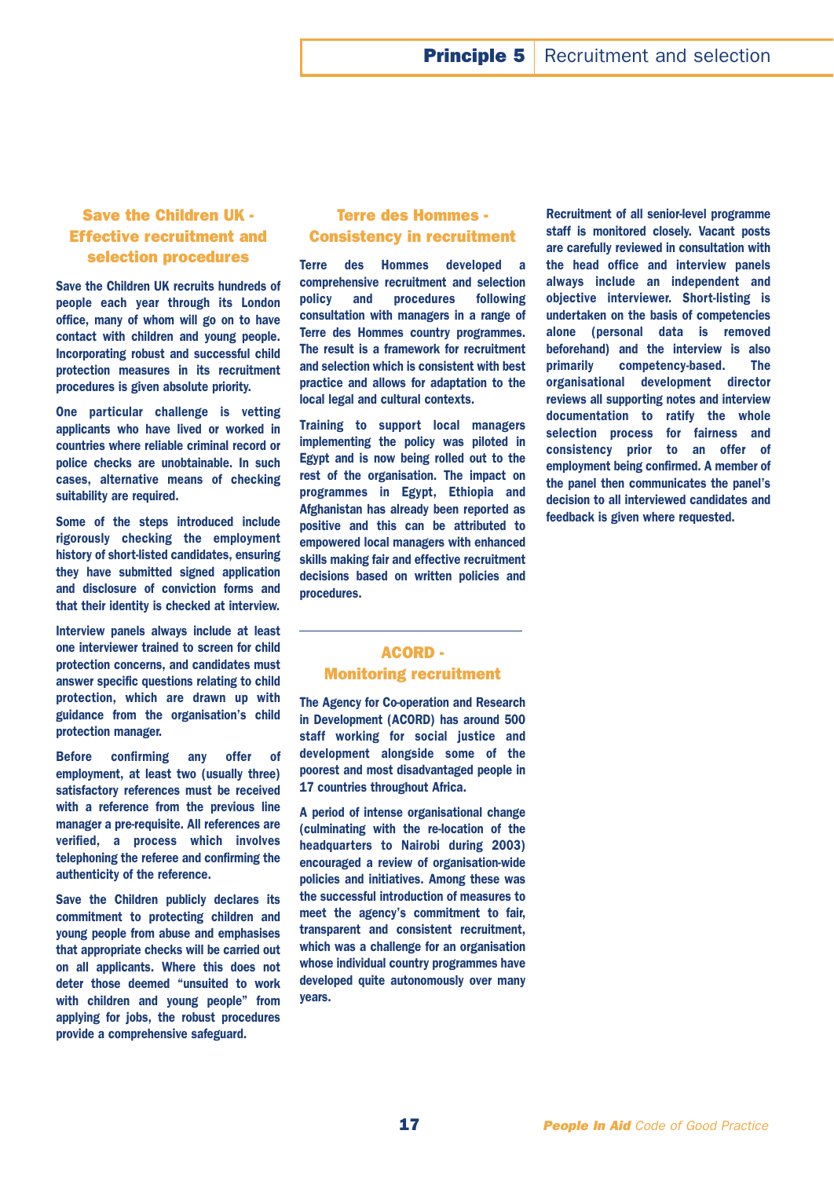## Save the Children UK - Effective recruitment and selection procedures

**Save the Children UK recruits hundreds of people each year through its London office, many of whom will go on to have contact with children and young people. Incorporating robust and successful child protection measures in its recruitment procedures is given absolute priority.**

**One particular challenge is vetting applicants who have lived or worked in countries where reliable criminal record or police checks are unobtainable. In such cases, alternative means of checking suitability are required.**

**Some of the steps introduced include rigorously checking the employment history of short-listed candidates, ensuring they have submitted signed application and disclosure of conviction forms and that their identity is checked at interview.**

**Interview panels always include at least one interviewer trained to screen for child protection concerns, and candidates must answer specific questions relating to child protection, which are drawn up with guidance from the organisation's child protection manager.**

**Before confirming any offer of employment, at least two (usually three) satisfactory references must be received with a reference from the previous line manager a pre-requisite. All references are verified, a process which involves telephoning the referee and confirming the authenticity of the reference.**

**Save the Children publicly declares its commitment to protecting children and young people from abuse and emphasises that appropriate checks will be carried out on all applicants. Where this does not deter those deemed "unsuited to work with children and young people" from applying for jobs, the robust procedures provide a comprehensive safeguard.**

## Terre des Hommes - Consistency in recruitment

**Terre des Hommes developed a comprehensive recruitment and selection policy and procedures following consultation with managers in a range of Terre des Hommes country programmes. The result is a framework for recruitment and selection which is consistent with best practice and allows for adaptation to the local legal and cultural contexts.**

**Training to support local managers implementing the policy was piloted in Egypt and is now being rolled out to the rest of the organisation. The impact on programmes in Egypt, Ethiopia and Afghanistan has already been reported as positive and this can be attributed to empowered local managers with enhanced skills making fair and effective recruitment decisions based on written policies and procedures.**

## ACORD - Monitoring recruitment

**The Agency for Co-operation and Research in Development (ACORD) has around 500 staff working for social justice and development alongside some of the poorest and most disadvantaged people in 17 countries throughout Africa.**

**A period of intense organisational change (culminating with the re-location of the headquarters to Nairobi during 2003) encouraged a review of organisation-wide policies and initiatives. Among these was the successful introduction of measures to meet the agency's commitment to fair, transparent and consistent recruitment, which was a challenge for an organisation whose individual country programmes have developed quite autonomously over many years.**

**Recruitment of all senior-level programme staff is monitored closely. Vacant posts are carefully reviewed in consultation with the head office and interview panels always include an independent and objective interviewer. Short-listing is undertaken on the basis of competencies alone (personal data is removed beforehand) and the interview is also primarily competency-based. The organisational development director reviews all supporting notes and interview documentation to ratify the whole selection process for fairness and consistency prior to an offer of employment being confirmed. A member of the panel then communicates the panel's decision to all interviewed candidates and feedback is given where requested.**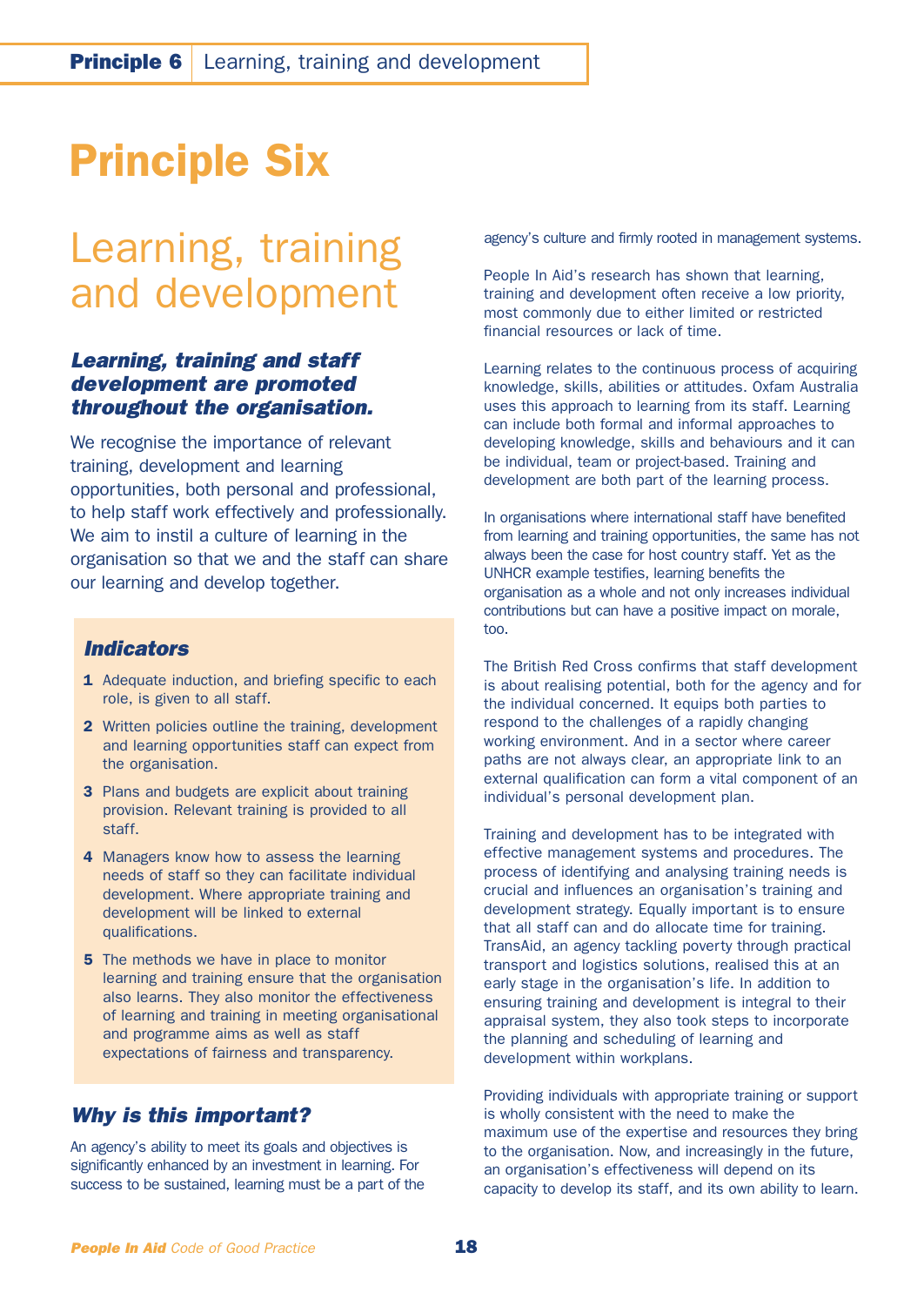# Principle Six

## Learning, training and development

### *Learning, training and staff development are promoted throughout the organisation.*

We recognise the importance of relevant training, development and learning opportunities, both personal and professional, to help staff work effectively and professionally. We aim to instil a culture of learning in the organisation so that we and the staff can share our learning and develop together.

### *Indicators*

1. Adequate induction, and briefing specific to each role, is given to all staff.
2. Written policies outline the training, development and learning opportunities staff can expect from the organisation.
3. Plans and budgets are explicit about training provision. Relevant training is provided to all staff.
4. Managers know how to assess the learning needs of staff so they can facilitate individual development. Where appropriate training and development will be linked to external qualifications.
5. The methods we have in place to monitor learning and training ensure that the organisation also learns. They also monitor the effectiveness of learning and training in meeting organisational and programme aims as well as staff expectations of fairness and transparency.

### *Why is this important?*

An agency's ability to meet its goals and objectives is significantly enhanced by an investment in learning. For success to be sustained, learning must be a part of the agency's culture and firmly rooted in management systems.

People In Aid's research has shown that learning, training and development often receive a low priority, most commonly due to either limited or restricted financial resources or lack of time.

Learning relates to the continuous process of acquiring knowledge, skills, abilities or attitudes. Oxfam Australia uses this approach to learning from its staff. Learning can include both formal and informal approaches to developing knowledge, skills and behaviours and it can be individual, team or project-based. Training and development are both part of the learning process.

In organisations where international staff have benefited from learning and training opportunities, the same has not always been the case for host country staff. Yet as the UNHCR example testifies, learning benefits the organisation as a whole and not only increases individual contributions but can have a positive impact on morale, too.

The British Red Cross confirms that staff development is about realising potential, both for the agency and for the individual concerned. It equips both parties to respond to the challenges of a rapidly changing working environment. And in a sector where career paths are not always clear, an appropriate link to an external qualification can form a vital component of an individual's personal development plan.

Training and development has to be integrated with effective management systems and procedures. The process of identifying and analysing training needs is crucial and influences an organisation's training and development strategy. Equally important is to ensure that all staff can and do allocate time for training. TransAid, an agency tackling poverty through practical transport and logistics solutions, realised this at an early stage in the organisation's life. In addition to ensuring training and development is integral to their appraisal system, they also took steps to incorporate the planning and scheduling of learning and development within workplans.

Providing individuals with appropriate training or support is wholly consistent with the need to make the maximum use of the expertise and resources they bring to the organisation. Now, and increasingly in the future, an organisation's effectiveness will depend on its capacity to develop its staff, and its own ability to learn.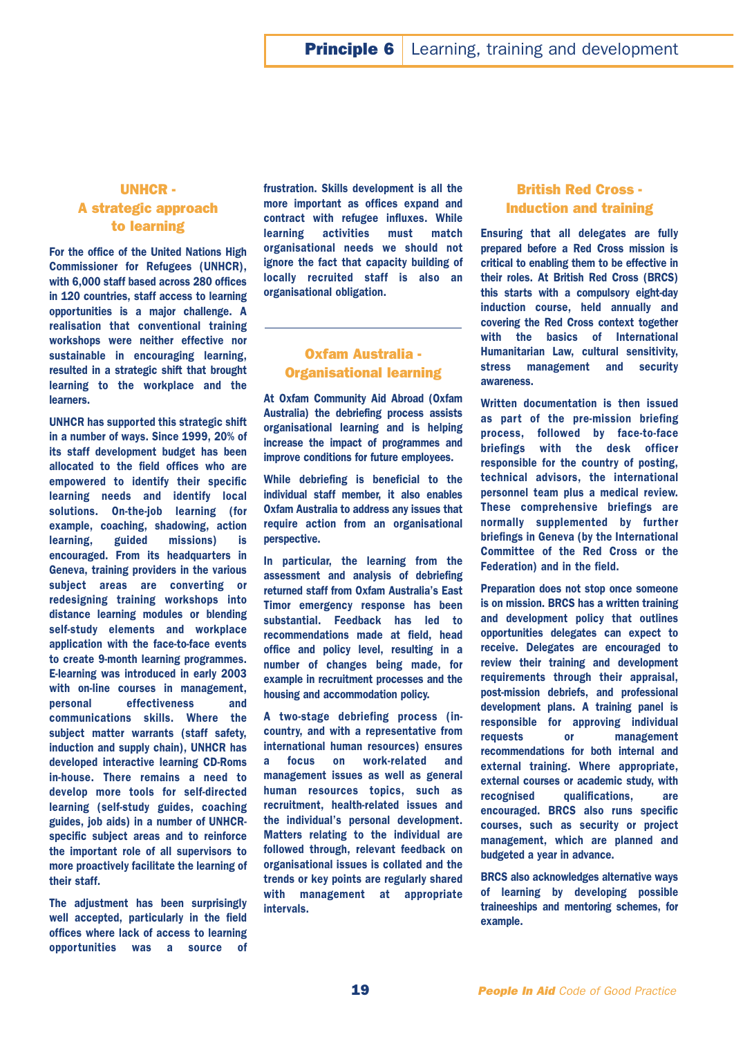## UNHCR - A strategic approach to learning

For the office of the United Nations High Commissioner for Refugees (UNHCR), with 6,000 staff based across 280 offices in 120 countries, staff access to learning opportunities is a major challenge. A realisation that conventional training workshops were neither effective nor sustainable in encouraging learning, resulted in a strategic shift that brought learning to the workplace and the learners.

UNHCR has supported this strategic shift in a number of ways. Since 1999, 20% of its staff development budget has been allocated to the field offices who are empowered to identify their specific learning needs and identify local solutions. On-the-job learning (for example, coaching, shadowing, action learning, guided missions) is encouraged. From its headquarters in Geneva, training providers in the various subject areas are converting or redesigning training workshops into distance learning modules or blending self-study elements and workplace application with the face-to-face events to create 9-month learning programmes. E-learning was introduced in early 2003 with on-line courses in management, personal effectiveness and communications skills. Where the subject matter warrants (staff safety, induction and supply chain), UNHCR has developed interactive learning CD-Roms in-house. There remains a need to develop more tools for self-directed learning (self-study guides, coaching guides, job aids) in a number of UNHCR-specific subject areas and to reinforce the important role of all supervisors to more proactively facilitate the learning of their staff.

The adjustment has been surprisingly well accepted, particularly in the field offices where lack of access to learning opportunities was a source of frustration. Skills development is all the more important as offices expand and contract with refugee influxes. While learning activities must match organisational needs we should not ignore the fact that capacity building of locally recruited staff is also an organisational obligation.

## Oxfam Australia - Organisational learning

At Oxfam Community Aid Abroad (Oxfam Australia) the debriefing process assists organisational learning and is helping increase the impact of programmes and improve conditions for future employees.

While debriefing is beneficial to the individual staff member, it also enables Oxfam Australia to address any issues that require action from an organisational perspective.

In particular, the learning from the assessment and analysis of debriefing returned staff from Oxfam Australia's East Timor emergency response has been substantial. Feedback has led to recommendations made at field, head office and policy level, resulting in a number of changes being made, for example in recruitment processes and the housing and accommodation policy.

A two-stage debriefing process (in-country, and with a representative from international human resources) ensures a focus on work-related and management issues as well as general human resources topics, such as recruitment, health-related issues and the individual's personal development. Matters relating to the individual are followed through, relevant feedback on organisational issues is collated and the trends or key points are regularly shared with management at appropriate intervals.

## British Red Cross - Induction and training

Ensuring that all delegates are fully prepared before a Red Cross mission is critical to enabling them to be effective in their roles. At British Red Cross (BRCS) this starts with a compulsory eight-day induction course, held annually and covering the Red Cross context together with the basics of International Humanitarian Law, cultural sensitivity, stress management and security awareness.

Written documentation is then issued as part of the pre-mission briefing process, followed by face-to-face briefings with the desk officer responsible for the country of posting, technical advisors, the international personnel team plus a medical review. These comprehensive briefings are normally supplemented by further briefings in Geneva (by the International Committee of the Red Cross or the Federation) and in the field.

Preparation does not stop once someone is on mission. BRCS has a written training and development policy that outlines opportunities delegates can expect to receive. Delegates are encouraged to review their training and development requirements through their appraisal, post-mission debriefs, and professional development plans. A training panel is responsible for approving individual requests or management recommendations for both internal and external training. Where appropriate, external courses or academic study, with recognised qualifications, are encouraged. BRCS also runs specific courses, such as security or project management, which are planned and budgeted a year in advance.

BRCS also acknowledges alternative ways of learning by developing possible traineeships and mentoring schemes, for example.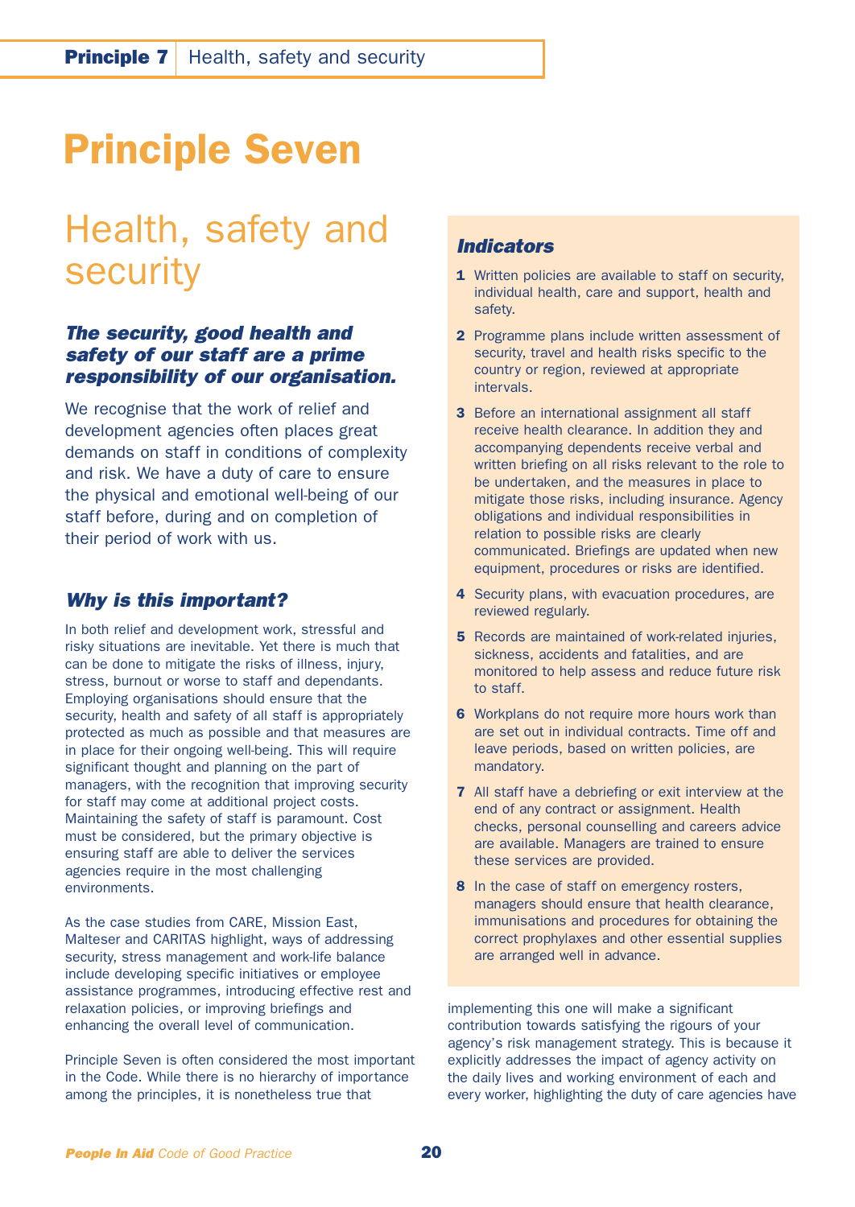# Principle Seven

## Health, safety and security

### *The security, good health and safety of our staff are a prime responsibility of our organisation.*

We recognise that the work of relief and development agencies often places great demands on staff in conditions of complexity and risk. We have a duty of care to ensure the physical and emotional well-being of our staff before, during and on completion of their period of work with us.

### *Why is this important?*

In both relief and development work, stressful and risky situations are inevitable. Yet there is much that can be done to mitigate the risks of illness, injury, stress, burnout or worse to staff and dependants. Employing organisations should ensure that the security, health and safety of all staff is appropriately protected as much as possible and that measures are in place for their ongoing well-being. This will require significant thought and planning on the part of managers, with the recognition that improving security for staff may come at additional project costs. Maintaining the safety of staff is paramount. Cost must be considered, but the primary objective is ensuring staff are able to deliver the services agencies require in the most challenging environments.

As the case studies from CARE, Mission East, Malteser and CARITAS highlight, ways of addressing security, stress management and work-life balance include developing specific initiatives or employee assistance programmes, introducing effective rest and relaxation policies, or improving briefings and enhancing the overall level of communication.

Principle Seven is often considered the most important in the Code. While there is no hierarchy of importance among the principles, it is nonetheless true that implementing this one will make a significant contribution towards satisfying the rigours of your agency's risk management strategy. This is because it explicitly addresses the impact of agency activity on the daily lives and working environment of each and every worker, highlighting the duty of care agencies have

### *Indicators*

1. Written policies are available to staff on security, individual health, care and support, health and safety.
2. Programme plans include written assessment of security, travel and health risks specific to the country or region, reviewed at appropriate intervals.
3. Before an international assignment all staff receive health clearance. In addition they and accompanying dependents receive verbal and written briefing on all risks relevant to the role to be undertaken, and the measures in place to mitigate those risks, including insurance. Agency obligations and individual responsibilities in relation to possible risks are clearly communicated. Briefings are updated when new equipment, procedures or risks are identified.
4. Security plans, with evacuation procedures, are reviewed regularly.
5. Records are maintained of work-related injuries, sickness, accidents and fatalities, and are monitored to help assess and reduce future risk to staff.
6. Workplans do not require more hours work than are set out in individual contracts. Time off and leave periods, based on written policies, are mandatory.
7. All staff have a debriefing or exit interview at the end of any contract or assignment. Health checks, personal counselling and careers advice are available. Managers are trained to ensure these services are provided.
8. In the case of staff on emergency rosters, managers should ensure that health clearance, immunisations and procedures for obtaining the correct prophylaxes and other essential supplies are arranged well in advance.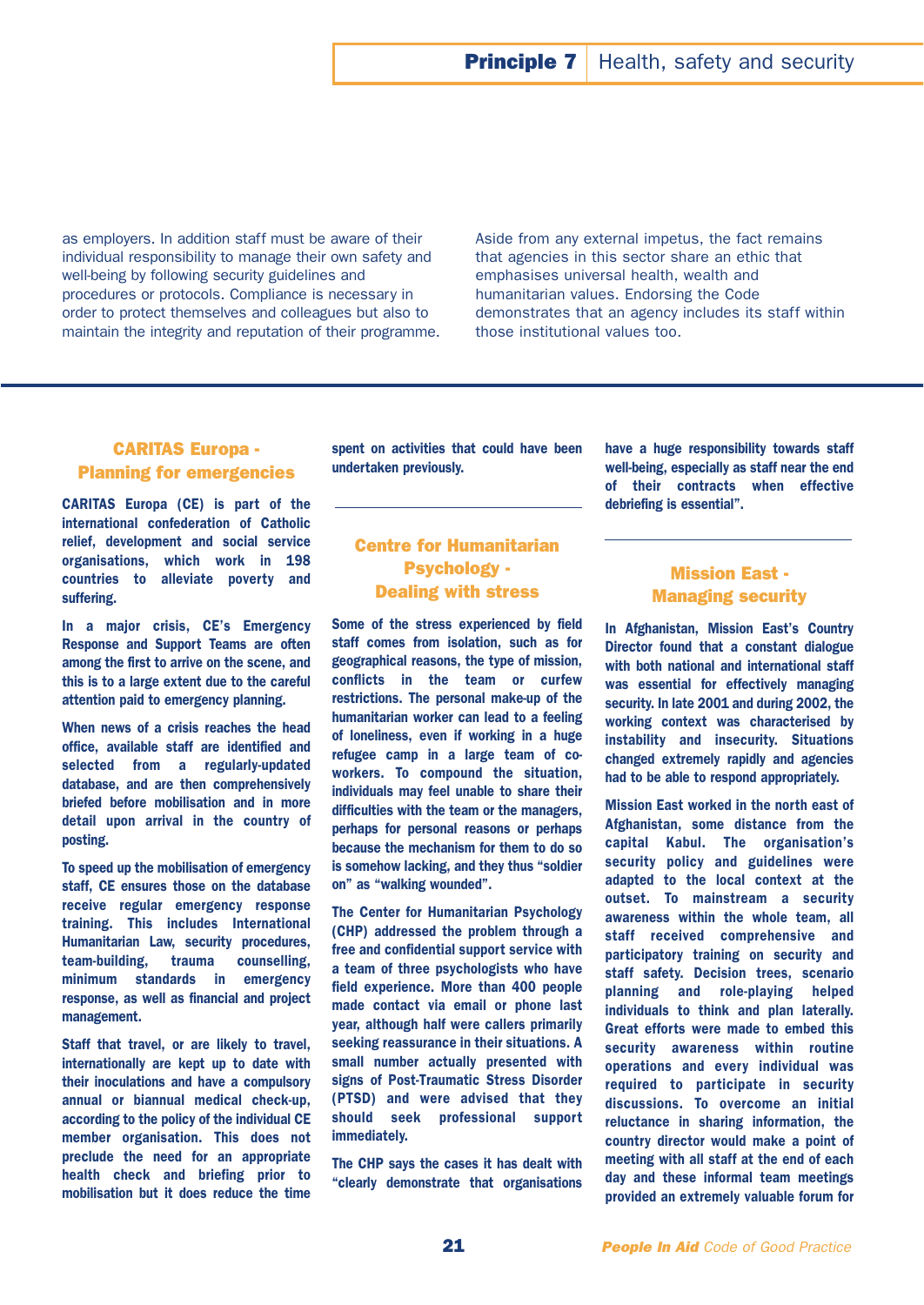as employers. In addition staff must be aware of their individual responsibility to manage their own safety and well-being by following security guidelines and procedures or protocols. Compliance is necessary in order to protect themselves and colleagues but also to maintain the integrity and reputation of their programme.

Aside from any external impetus, the fact remains that agencies in this sector share an ethic that emphasises universal health, wealth and humanitarian values. Endorsing the Code demonstrates that an agency includes its staff within those institutional values too.

---

### CARITAS Europa - Planning for emergencies

**CARITAS Europa (CE) is part of the international confederation of Catholic relief, development and social service organisations, which work in 198 countries to alleviate poverty and suffering.**

**In a major crisis, CE's Emergency Response and Support Teams are often among the first to arrive on the scene, and this is to a large extent due to the careful attention paid to emergency planning.**

**When news of a crisis reaches the head office, available staff are identified and selected from a regularly-updated database, and are then comprehensively briefed before mobilisation and in more detail upon arrival in the country of posting.**

**To speed up the mobilisation of emergency staff, CE ensures those on the database receive regular emergency response training. This includes International Humanitarian Law, security procedures, team-building, trauma counselling, minimum standards in emergency response, as well as financial and project management.**

**Staff that travel, or are likely to travel, internationally are kept up to date with their inoculations and have a compulsory annual or biannual medical check-up, according to the policy of the individual CE member organisation. This does not preclude the need for an appropriate health check and briefing prior to mobilisation but it does reduce the time spent on activities that could have been undertaken previously.**

### Centre for Humanitarian Psychology - Dealing with stress

**Some of the stress experienced by field staff comes from isolation, such as for geographical reasons, the type of mission, conflicts in the team or curfew restrictions. The personal make-up of the humanitarian worker can lead to a feeling of loneliness, even if working in a huge refugee camp in a large team of co-workers. To compound the situation, individuals may feel unable to share their difficulties with the team or the managers, perhaps for personal reasons or perhaps because the mechanism for them to do so is somehow lacking, and they thus "soldier on" as "walking wounded".**

**The Center for Humanitarian Psychology (CHP) addressed the problem through a free and confidential support service with a team of three psychologists who have field experience. More than 400 people made contact via email or phone last year, although half were callers primarily seeking reassurance in their situations. A small number actually presented with signs of Post-Traumatic Stress Disorder (PTSD) and were advised that they should seek professional support immediately.**

**The CHP says the cases it has dealt with "clearly demonstrate that organisations have a huge responsibility towards staff well-being, especially as staff near the end of their contracts when effective debriefing is essential".**

### Mission East - Managing security

**In Afghanistan, Mission East's Country Director found that a constant dialogue with both national and international staff was essential for effectively managing security. In late 2001 and during 2002, the working context was characterised by instability and insecurity. Situations changed extremely rapidly and agencies had to be able to respond appropriately.**

**Mission East worked in the north east of Afghanistan, some distance from the capital Kabul. The organisation's security policy and guidelines were adapted to the local context at the outset. To mainstream a security awareness within the whole team, all staff received comprehensive and participatory training on security and staff safety. Decision trees, scenario planning and role-playing helped individuals to think and plan laterally. Great efforts were made to embed this security awareness within routine operations and every individual was required to participate in security discussions. To overcome an initial reluctance in sharing information, the country director would make a point of meeting with all staff at the end of each day and these informal team meetings provided an extremely valuable forum for**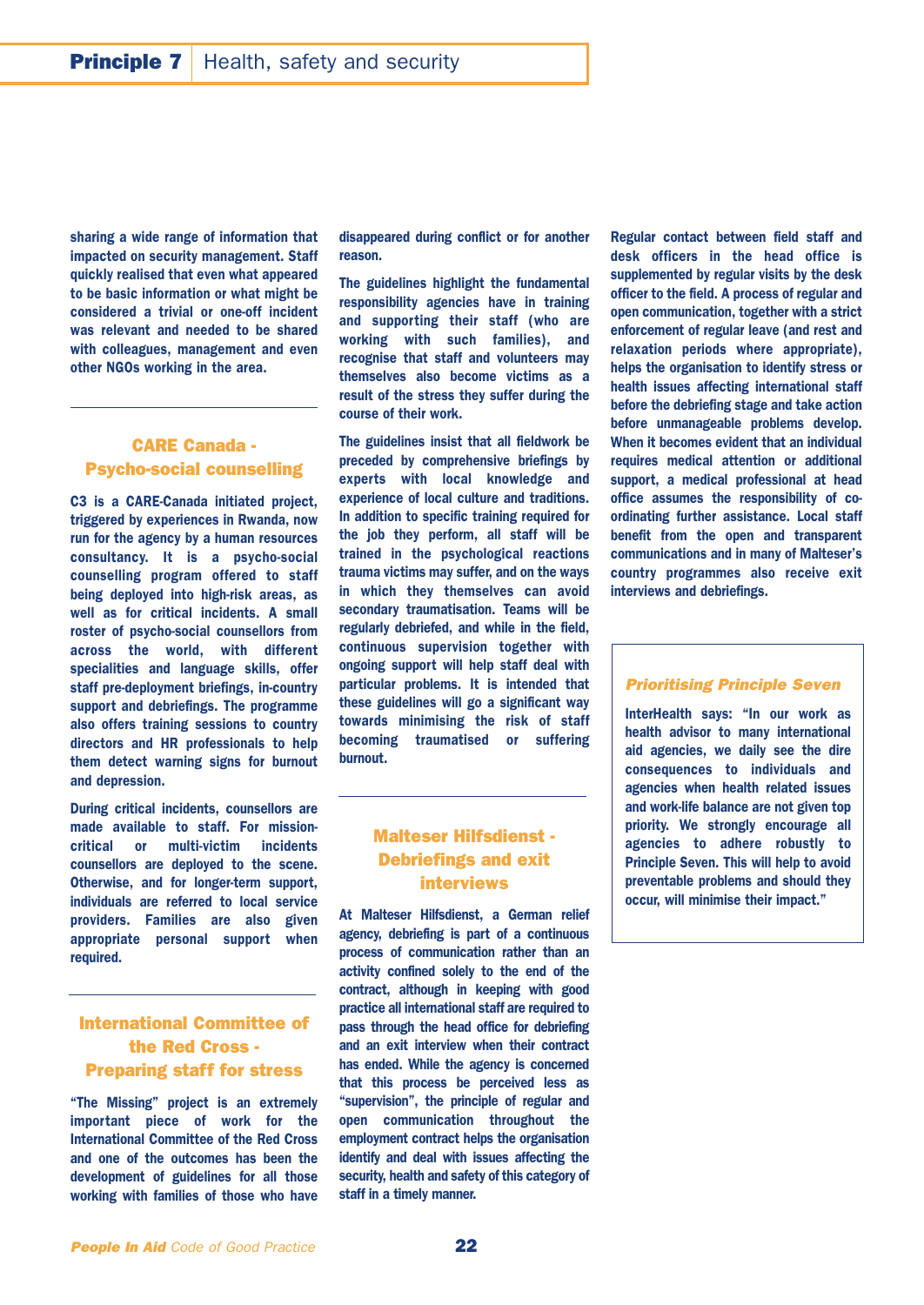sharing a wide range of information that impacted on security management. Staff quickly realised that even what appeared to be basic information or what might be considered a trivial or one-off incident was relevant and needed to be shared with colleagues, management and even other NGOs working in the area.

## CARE Canada - Psycho-social counselling

C3 is a CARE-Canada initiated project, triggered by experiences in Rwanda, now run for the agency by a human resources consultancy. It is a psycho-social counselling program offered to staff being deployed into high-risk areas, as well as for critical incidents. A small roster of psycho-social counsellors from across the world, with different specialities and language skills, offer staff pre-deployment briefings, in-country support and debriefings. The programme also offers training sessions to country directors and HR professionals to help them detect warning signs for burnout and depression.

During critical incidents, counsellors are made available to staff. For mission-critical or multi-victim incidents counsellors are deployed to the scene. Otherwise, and for longer-term support, individuals are referred to local service providers. Families are also given appropriate personal support when required.

## International Committee of the Red Cross - Preparing staff for stress

"The Missing" project is an extremely important piece of work for the International Committee of the Red Cross and one of the outcomes has been the development of guidelines for all those working with families of those who have disappeared during conflict or for another reason.

The guidelines highlight the fundamental responsibility agencies have in training and supporting their staff (who are working with such families), and recognise that staff and volunteers may themselves also become victims as a result of the stress they suffer during the course of their work.

The guidelines insist that all fieldwork be preceded by comprehensive briefings by experts with local knowledge and experience of local culture and traditions. In addition to specific training required for the job they perform, all staff will be trained in the psychological reactions trauma victims may suffer, and on the ways in which they themselves can avoid secondary traumatisation. Teams will be regularly debriefed, and while in the field, continuous supervision together with ongoing support will help staff deal with particular problems. It is intended that these guidelines will go a significant way towards minimising the risk of staff becoming traumatised or suffering burnout.

## Malteser Hilfsdienst - Debriefings and exit interviews

At Malteser Hilfsdienst, a German relief agency, debriefing is part of a continuous process of communication rather than an activity confined solely to the end of the contract, although in keeping with good practice all international staff are required to pass through the head office for debriefing and an exit interview when their contract has ended. While the agency is concerned that this process be perceived less as "supervision", the principle of regular and open communication throughout the employment contract helps the organisation identify and deal with issues affecting the security, health and safety of this category of staff in a timely manner.

Regular contact between field staff and desk officers in the head office is supplemented by regular visits by the desk officer to the field. A process of regular and open communication, together with a strict enforcement of regular leave (and rest and relaxation periods where appropriate), helps the organisation to identify stress or health issues affecting international staff before the debriefing stage and take action before unmanageable problems develop. When it becomes evident that an individual requires medical attention or additional support, a medical professional at head office assumes the responsibility of co-ordinating further assistance. Local staff benefit from the open and transparent communications and in many of Malteser's country programmes also receive exit interviews and debriefings.

### *Prioritising Principle Seven*

InterHealth says: "In our work as health advisor to many international aid agencies, we daily see the dire consequences to individuals and agencies when health related issues and work-life balance are not given top priority. We strongly encourage all agencies to adhere robustly to Principle Seven. This will help to avoid preventable problems and should they occur, will minimise their impact."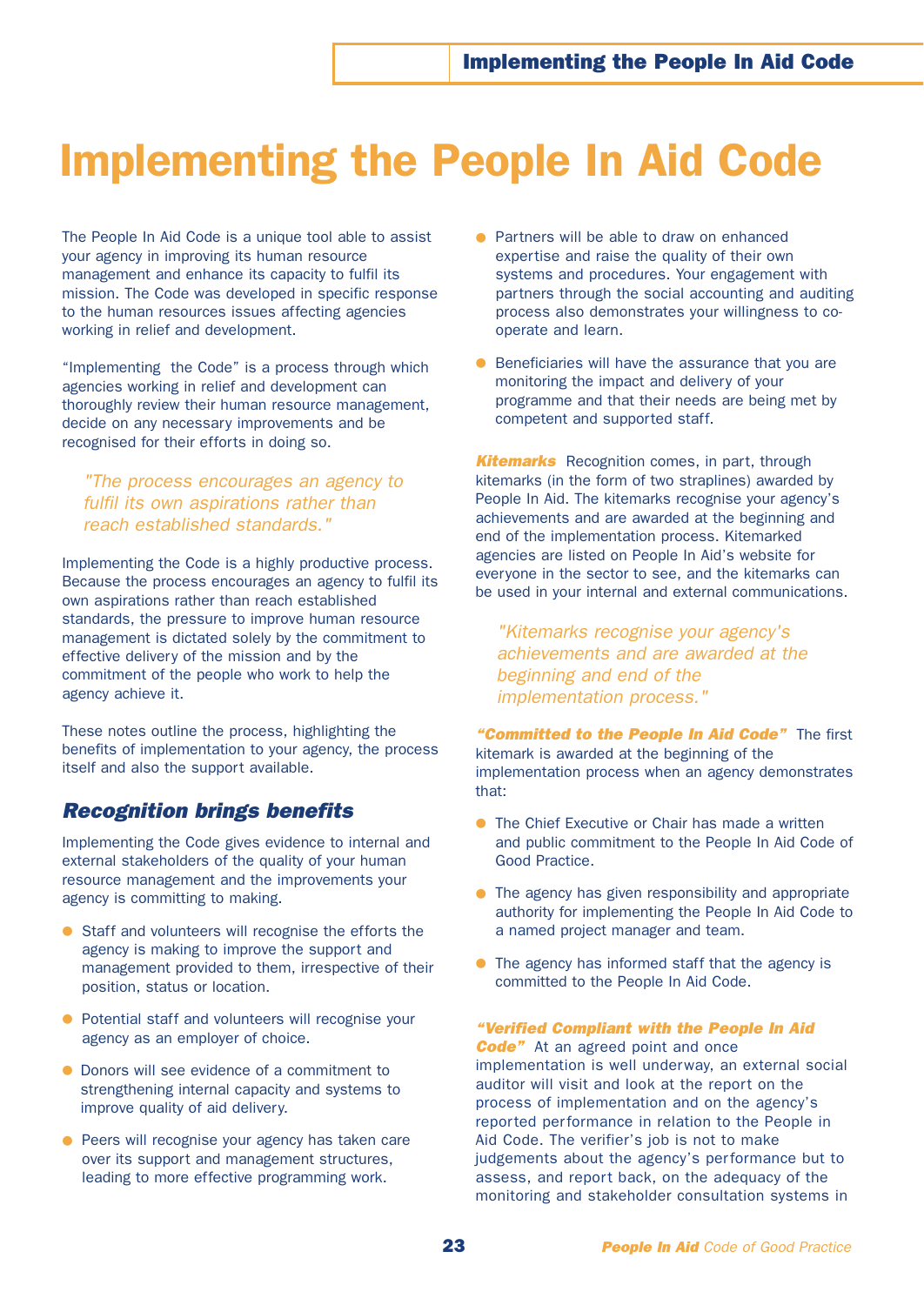# Implementing the People In Aid Code

The People In Aid Code is a unique tool able to assist your agency in improving its human resource management and enhance its capacity to fulfil its mission. The Code was developed in specific response to the human resources issues affecting agencies working in relief and development.

"Implementing the Code" is a process through which agencies working in relief and development can thoroughly review their human resource management, decide on any necessary improvements and be recognised for their efforts in doing so.

> *"The process encourages an agency to fulfil its own aspirations rather than reach established standards."*

Implementing the Code is a highly productive process. Because the process encourages an agency to fulfil its own aspirations rather than reach established standards, the pressure to improve human resource management is dictated solely by the commitment to effective delivery of the mission and by the commitment of the people who work to help the agency achieve it.

These notes outline the process, highlighting the benefits of implementation to your agency, the process itself and also the support available.

## Recognition brings benefits

Implementing the Code gives evidence to internal and external stakeholders of the quality of your human resource management and the improvements your agency is committing to making.

- Staff and volunteers will recognise the efforts the agency is making to improve the support and management provided to them, irrespective of their position, status or location.
- Potential staff and volunteers will recognise your agency as an employer of choice.
- Donors will see evidence of a commitment to strengthening internal capacity and systems to improve quality of aid delivery.
- Peers will recognise your agency has taken care over its support and management structures, leading to more effective programming work.
- Partners will be able to draw on enhanced expertise and raise the quality of their own systems and procedures. Your engagement with partners through the social accounting and auditing process also demonstrates your willingness to co-operate and learn.
- Beneficiaries will have the assurance that you are monitoring the impact and delivery of your programme and that their needs are being met by competent and supported staff.

***Kitemarks*** Recognition comes, in part, through kitemarks (in the form of two straplines) awarded by People In Aid. The kitemarks recognise your agency's achievements and are awarded at the beginning and end of the implementation process. Kitemarked agencies are listed on People In Aid's website for everyone in the sector to see, and the kitemarks can be used in your internal and external communications.

> *"Kitemarks recognise your agency's achievements and are awarded at the beginning and end of the implementation process."*

***"Committed to the People In Aid Code"*** The first kitemark is awarded at the beginning of the implementation process when an agency demonstrates that:

- The Chief Executive or Chair has made a written and public commitment to the People In Aid Code of Good Practice.
- The agency has given responsibility and appropriate authority for implementing the People In Aid Code to a named project manager and team.
- The agency has informed staff that the agency is committed to the People In Aid Code.

***"Verified Compliant with the People In Aid Code"*** At an agreed point and once implementation is well underway, an external social auditor will visit and look at the report on the process of implementation and on the agency's reported performance in relation to the People in Aid Code. The verifier's job is not to make judgements about the agency's performance but to assess, and report back, on the adequacy of the monitoring and stakeholder consultation systems in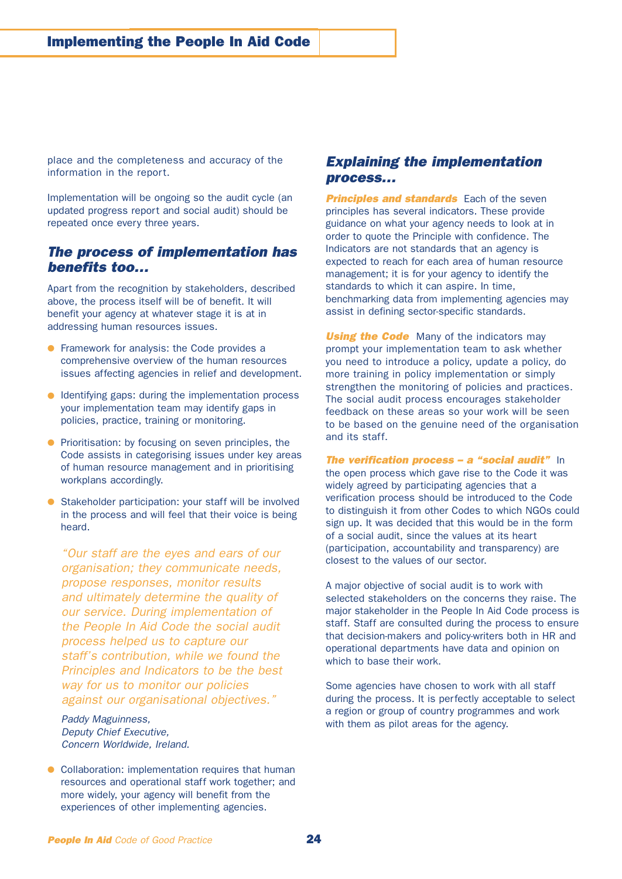place and the completeness and accuracy of the information in the report.

Implementation will be ongoing so the audit cycle (an updated progress report and social audit) should be repeated once every three years.

## *The process of implementation has benefits too…*

Apart from the recognition by stakeholders, described above, the process itself will be of benefit. It will benefit your agency at whatever stage it is at in addressing human resources issues.

- Framework for analysis: the Code provides a comprehensive overview of the human resources issues affecting agencies in relief and development.
- Identifying gaps: during the implementation process your implementation team may identify gaps in policies, practice, training or monitoring.
- Prioritisation: by focusing on seven principles, the Code assists in categorising issues under key areas of human resource management and in prioritising workplans accordingly.
- Stakeholder participation: your staff will be involved in the process and will feel that their voice is being heard.

> *"Our staff are the eyes and ears of our organisation; they communicate needs, propose responses, monitor results and ultimately determine the quality of our service. During implementation of the People In Aid Code the social audit process helped us to capture our staff's contribution, while we found the Principles and Indicators to be the best way for us to monitor our policies against our organisational objectives."*
>
> *Paddy Maguinness,*
> *Deputy Chief Executive,*
> *Concern Worldwide, Ireland.*

- Collaboration: implementation requires that human resources and operational staff work together; and more widely, your agency will benefit from the experiences of other implementing agencies.

## *Explaining the implementation process…*

***Principles and standards*** Each of the seven principles has several indicators. These provide guidance on what your agency needs to look at in order to quote the Principle with confidence. The Indicators are not standards that an agency is expected to reach for each area of human resource management; it is for your agency to identify the standards to which it can aspire. In time, benchmarking data from implementing agencies may assist in defining sector-specific standards.

***Using the Code*** Many of the indicators may prompt your implementation team to ask whether you need to introduce a policy, update a policy, do more training in policy implementation or simply strengthen the monitoring of policies and practices. The social audit process encourages stakeholder feedback on these areas so your work will be seen to be based on the genuine need of the organisation and its staff.

***The verification process – a "social audit"*** In the open process which gave rise to the Code it was widely agreed by participating agencies that a verification process should be introduced to the Code to distinguish it from other Codes to which NGOs could sign up. It was decided that this would be in the form of a social audit, since the values at its heart (participation, accountability and transparency) are closest to the values of our sector.

A major objective of social audit is to work with selected stakeholders on the concerns they raise. The major stakeholder in the People In Aid Code process is staff. Staff are consulted during the process to ensure that decision-makers and policy-writers both in HR and operational departments have data and opinion on which to base their work.

Some agencies have chosen to work with all staff during the process. It is perfectly acceptable to select a region or group of country programmes and work with them as pilot areas for the agency.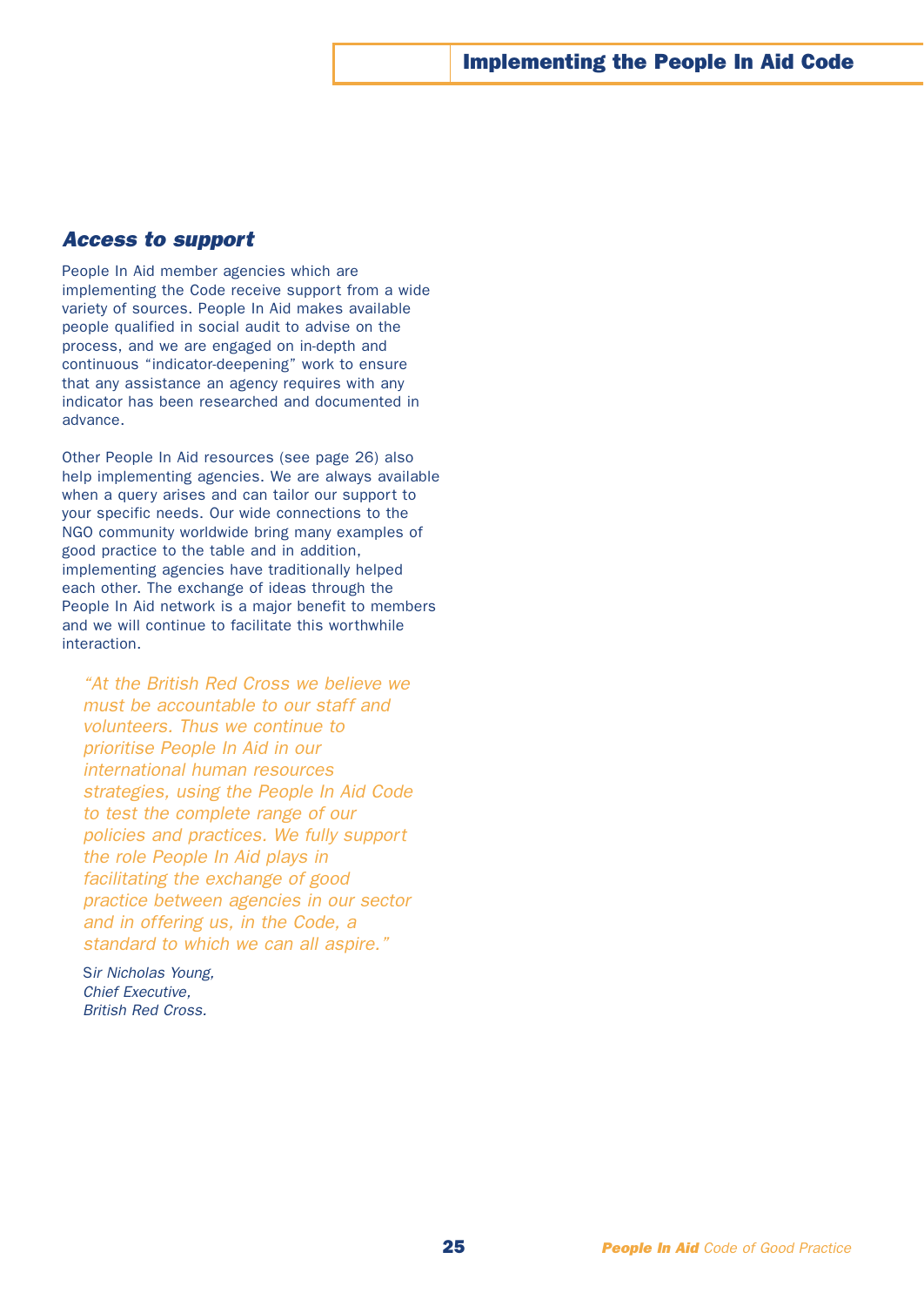### *Access to support*

People In Aid member agencies which are implementing the Code receive support from a wide variety of sources. People In Aid makes available people qualified in social audit to advise on the process, and we are engaged on in-depth and continuous "indicator-deepening" work to ensure that any assistance an agency requires with any indicator has been researched and documented in advance.

Other People In Aid resources (see page 26) also help implementing agencies. We are always available when a query arises and can tailor our support to your specific needs. Our wide connections to the NGO community worldwide bring many examples of good practice to the table and in addition, implementing agencies have traditionally helped each other. The exchange of ideas through the People In Aid network is a major benefit to members and we will continue to facilitate this worthwhile interaction.

> *"At the British Red Cross we believe we must be accountable to our staff and volunteers. Thus we continue to prioritise People In Aid in our international human resources strategies, using the People In Aid Code to test the complete range of our policies and practices. We fully support the role People In Aid plays in facilitating the exchange of good practice between agencies in our sector and in offering us, in the Code, a standard to which we can all aspire."*
>
> *Sir Nicholas Young,*
> *Chief Executive,*
> *British Red Cross.*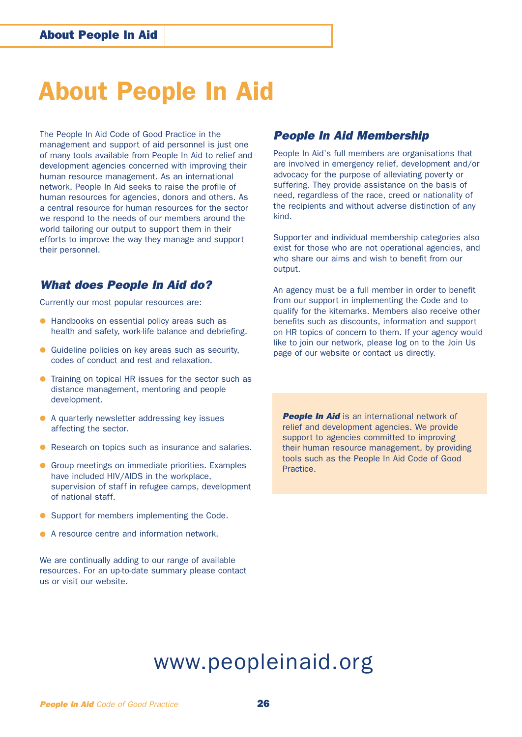# About People In Aid

The People In Aid Code of Good Practice in the management and support of aid personnel is just one of many tools available from People In Aid to relief and development agencies concerned with improving their human resource management. As an international network, People In Aid seeks to raise the profile of human resources for agencies, donors and others. As a central resource for human resources for the sector we respond to the needs of our members around the world tailoring our output to support them in their efforts to improve the way they manage and support their personnel.

## *What does People In Aid do?*

Currently our most popular resources are:

- Handbooks on essential policy areas such as health and safety, work-life balance and debriefing.
- Guideline policies on key areas such as security, codes of conduct and rest and relaxation.
- Training on topical HR issues for the sector such as distance management, mentoring and people development.
- A quarterly newsletter addressing key issues affecting the sector.
- Research on topics such as insurance and salaries.
- Group meetings on immediate priorities. Examples have included HIV/AIDS in the workplace, supervision of staff in refugee camps, development of national staff.
- Support for members implementing the Code.
- A resource centre and information network.

We are continually adding to our range of available resources. For an up-to-date summary please contact us or visit our website.

## *People In Aid Membership*

People In Aid's full members are organisations that are involved in emergency relief, development and/or advocacy for the purpose of alleviating poverty or suffering. They provide assistance on the basis of need, regardless of the race, creed or nationality of the recipients and without adverse distinction of any kind.

Supporter and individual membership categories also exist for those who are not operational agencies, and who share our aims and wish to benefit from our output.

An agency must be a full member in order to benefit from our support in implementing the Code and to qualify for the kitemarks. Members also receive other benefits such as discounts, information and support on HR topics of concern to them. If your agency would like to join our network, please log on to the Join Us page of our website or contact us directly.

***People In Aid*** is an international network of relief and development agencies. We provide support to agencies committed to improving their human resource management, by providing tools such as the People In Aid Code of Good Practice.

www.peopleinaid.org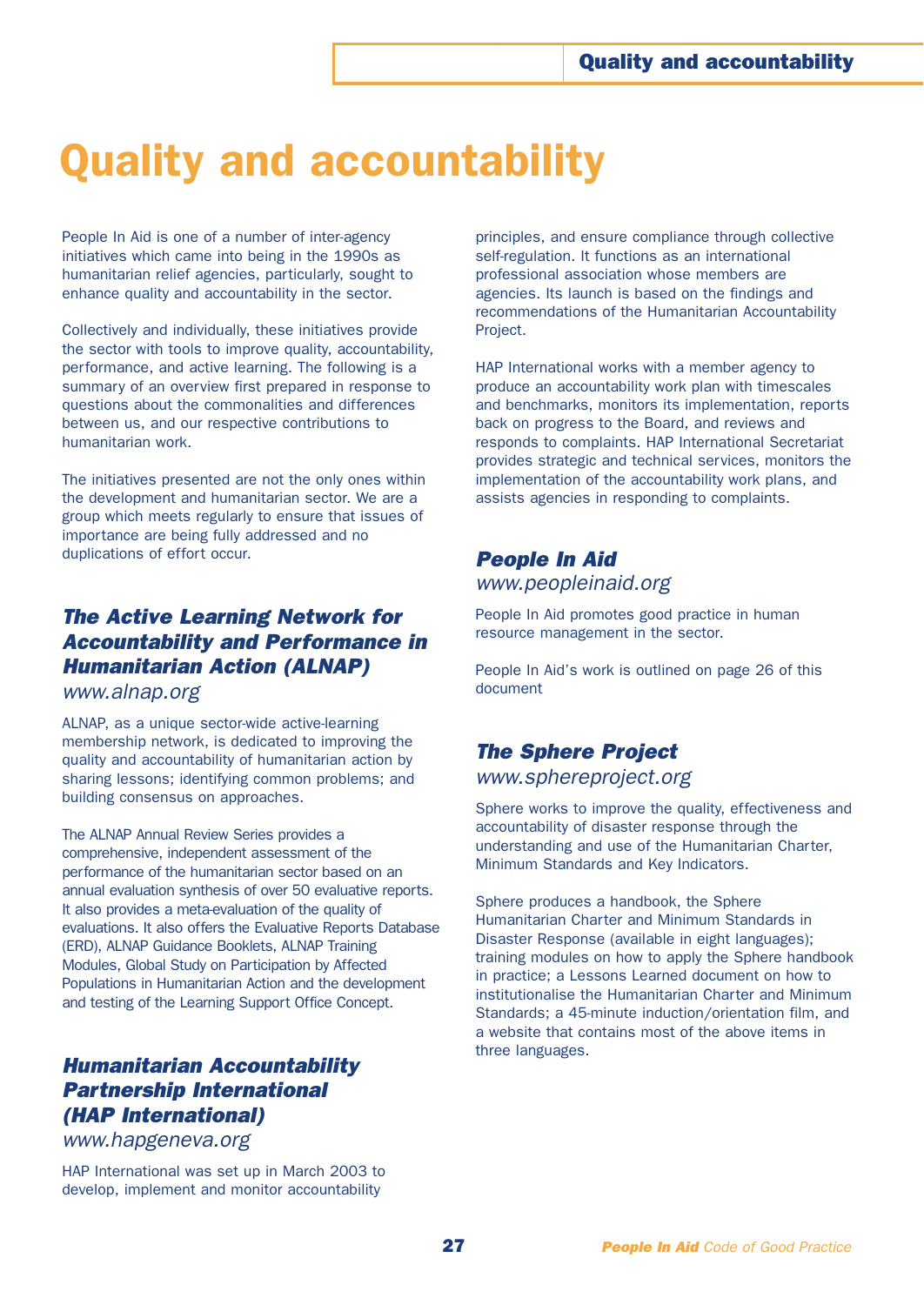# Quality and accountability

People In Aid is one of a number of inter-agency initiatives which came into being in the 1990s as humanitarian relief agencies, particularly, sought to enhance quality and accountability in the sector.

Collectively and individually, these initiatives provide the sector with tools to improve quality, accountability, performance, and active learning. The following is a summary of an overview first prepared in response to questions about the commonalities and differences between us, and our respective contributions to humanitarian work.

The initiatives presented are not the only ones within the development and humanitarian sector. We are a group which meets regularly to ensure that issues of importance are being fully addressed and no duplications of effort occur.

## *The Active Learning Network for Accountability and Performance in Humanitarian Action (ALNAP)*

*www.alnap.org*

ALNAP, as a unique sector-wide active-learning membership network, is dedicated to improving the quality and accountability of humanitarian action by sharing lessons; identifying common problems; and building consensus on approaches.

The ALNAP Annual Review Series provides a comprehensive, independent assessment of the performance of the humanitarian sector based on an annual evaluation synthesis of over 50 evaluative reports. It also provides a meta-evaluation of the quality of evaluations. It also offers the Evaluative Reports Database (ERD), ALNAP Guidance Booklets, ALNAP Training Modules, Global Study on Participation by Affected Populations in Humanitarian Action and the development and testing of the Learning Support Office Concept.

## *Humanitarian Accountability Partnership International (HAP International)*

*www.hapgeneva.org*

HAP International was set up in March 2003 to develop, implement and monitor accountability principles, and ensure compliance through collective self-regulation. It functions as an international professional association whose members are agencies. Its launch is based on the findings and recommendations of the Humanitarian Accountability Project.

HAP International works with a member agency to produce an accountability work plan with timescales and benchmarks, monitors its implementation, reports back on progress to the Board, and reviews and responds to complaints. HAP International Secretariat provides strategic and technical services, monitors the implementation of the accountability work plans, and assists agencies in responding to complaints.

## *People In Aid*

*www.peopleinaid.org*

People In Aid promotes good practice in human resource management in the sector.

People In Aid's work is outlined on page 26 of this document

## *The Sphere Project*

*www.sphereproject.org*

Sphere works to improve the quality, effectiveness and accountability of disaster response through the understanding and use of the Humanitarian Charter, Minimum Standards and Key Indicators.

Sphere produces a handbook, the Sphere Humanitarian Charter and Minimum Standards in Disaster Response (available in eight languages); training modules on how to apply the Sphere handbook in practice; a Lessons Learned document on how to institutionalise the Humanitarian Charter and Minimum Standards; a 45-minute induction/orientation film, and a website that contains most of the above items in three languages.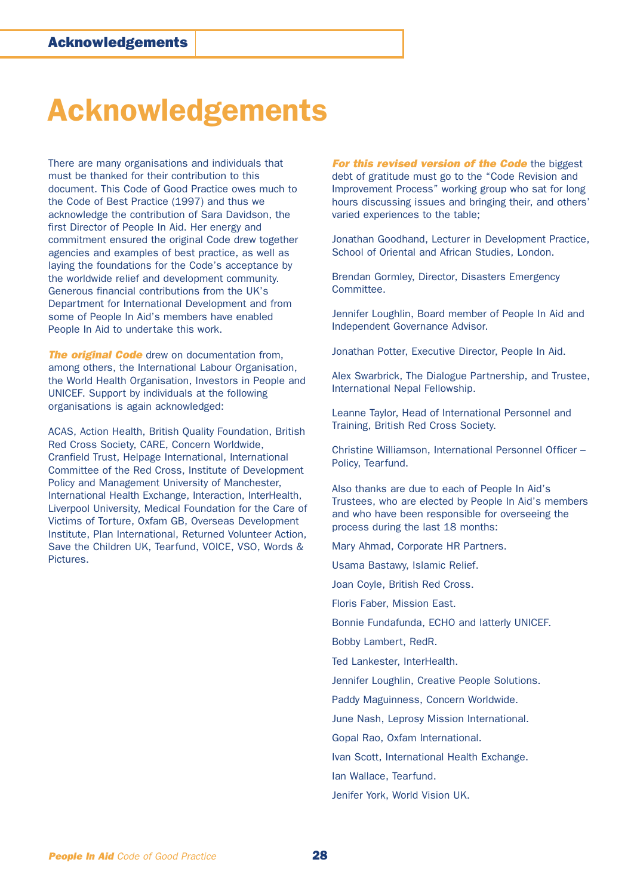# Acknowledgements

There are many organisations and individuals that must be thanked for their contribution to this document. This Code of Good Practice owes much to the Code of Best Practice (1997) and thus we acknowledge the contribution of Sara Davidson, the first Director of People In Aid. Her energy and commitment ensured the original Code drew together agencies and examples of best practice, as well as laying the foundations for the Code's acceptance by the worldwide relief and development community. Generous financial contributions from the UK's Department for International Development and from some of People In Aid's members have enabled People In Aid to undertake this work.

***The original Code*** drew on documentation from, among others, the International Labour Organisation, the World Health Organisation, Investors in People and UNICEF. Support by individuals at the following organisations is again acknowledged:

ACAS, Action Health, British Quality Foundation, British Red Cross Society, CARE, Concern Worldwide, Cranfield Trust, Helpage International, International Committee of the Red Cross, Institute of Development Policy and Management University of Manchester, International Health Exchange, Interaction, InterHealth, Liverpool University, Medical Foundation for the Care of Victims of Torture, Oxfam GB, Overseas Development Institute, Plan International, Returned Volunteer Action, Save the Children UK, Tearfund, VOICE, VSO, Words & Pictures.

***For this revised version of the Code*** the biggest debt of gratitude must go to the "Code Revision and Improvement Process" working group who sat for long hours discussing issues and bringing their, and others' varied experiences to the table;

Jonathan Goodhand, Lecturer in Development Practice, School of Oriental and African Studies, London.

Brendan Gormley, Director, Disasters Emergency Committee.

Jennifer Loughlin, Board member of People In Aid and Independent Governance Advisor.

Jonathan Potter, Executive Director, People In Aid.

Alex Swarbrick, The Dialogue Partnership, and Trustee, International Nepal Fellowship.

Leanne Taylor, Head of International Personnel and Training, British Red Cross Society.

Christine Williamson, International Personnel Officer – Policy, Tearfund.

Also thanks are due to each of People In Aid's Trustees, who are elected by People In Aid's members and who have been responsible for overseeing the process during the last 18 months:

Mary Ahmad, Corporate HR Partners.

Usama Bastawy, Islamic Relief.

Joan Coyle, British Red Cross.

Floris Faber, Mission East.

Bonnie Fundafunda, ECHO and latterly UNICEF.

Bobby Lambert, RedR.

Ted Lankester, InterHealth.

Jennifer Loughlin, Creative People Solutions.

Paddy Maguinness, Concern Worldwide.

June Nash, Leprosy Mission International.

Gopal Rao, Oxfam International.

Ivan Scott, International Health Exchange.

Ian Wallace, Tearfund.

Jenifer York, World Vision UK.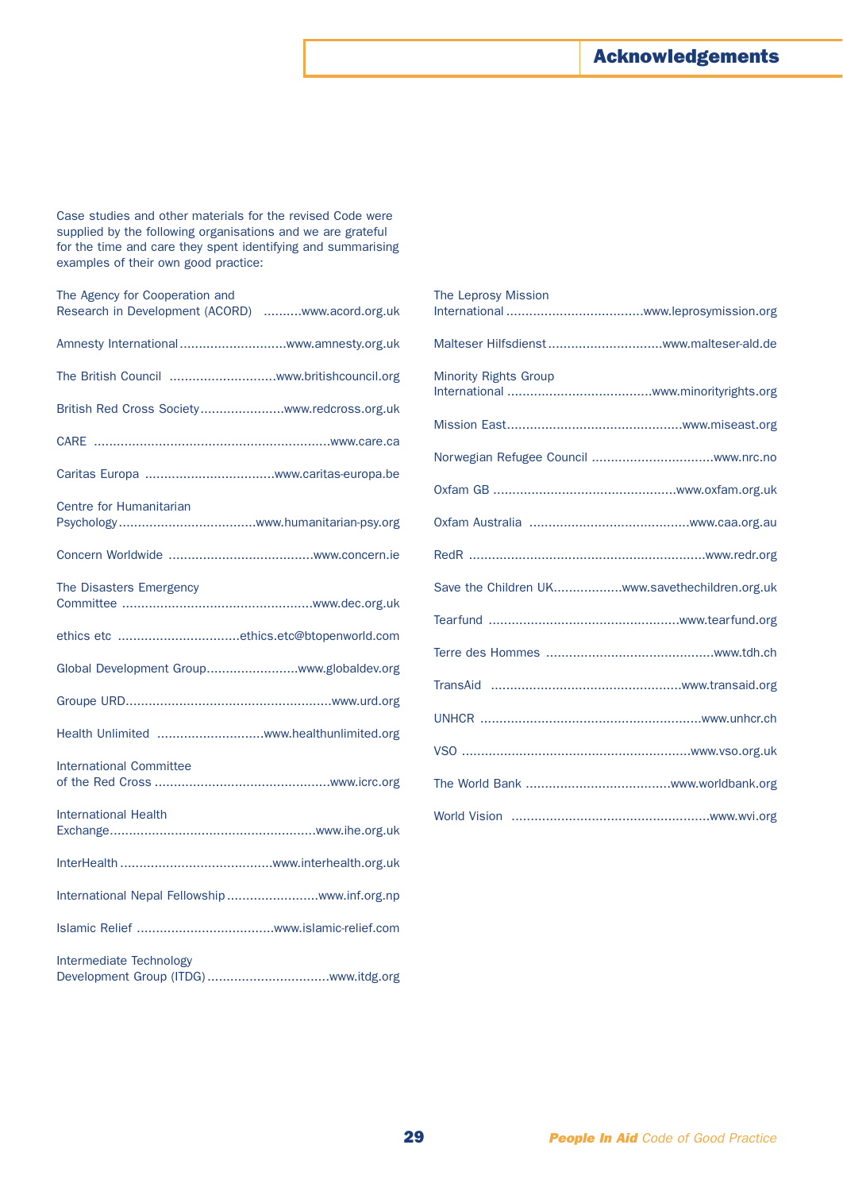# Acknowledgements

Case studies and other materials for the revised Code were supplied by the following organisations and we are grateful for the time and care they spent identifying and summarising examples of their own good practice:

- The Agency for Cooperation and Research in Development (ACORD) .......... www.acord.org.uk
- Amnesty International ............................ www.amnesty.org.uk
- The British Council ............................ www.britishcouncil.org
- British Red Cross Society ...................... www.redcross.org.uk
- CARE ............................................................. www.care.ca
- Caritas Europa .................................. www.caritas-europa.be
- Centre for Humanitarian Psychology .................................... www.humanitarian-psy.org
- Concern Worldwide ...................................... www.concern.ie
- The Disasters Emergency Committee .................................................. www.dec.org.uk
- ethics etc ................................ ethics.etc@btopenworld.com
- Global Development Group ........................ www.globaldev.org
- Groupe URD ...................................................... www.urd.org
- Health Unlimited ............................ www.healthunlimited.org
- International Committee of the Red Cross .............................................. www.icrc.org
- International Health Exchange ...................................................... www.ihe.org.uk
- InterHealth ........................................ www.interhealth.org.uk
- International Nepal Fellowship ........................ www.inf.org.np
- Islamic Relief .................................... www.islamic-relief.com
- Intermediate Technology Development Group (ITDG) ................................ www.itdg.org
- The Leprosy Mission International .................................... www.leprosymission.org
- Malteser Hilfsdienst .............................. www.malteser-ald.de
- Minority Rights Group International ...................................... www.minorityrights.org
- Mission East .............................................. www.miseast.org
- Norwegian Refugee Council ................................ www.nrc.no
- Oxfam GB ................................................ www.oxfam.org.uk
- Oxfam Australia .......................................... www.caa.org.au
- RedR ............................................................. www.redr.org
- Save the Children UK .................. www.savethechildren.org.uk
- Tearfund .................................................. www.tearfund.org
- Terre des Hommes ............................................ www.tdh.ch
- TransAid .................................................. www.transaid.org
- UNHCR .......................................................... www.unhcr.ch
- VSO ............................................................ www.vso.org.uk
- The World Bank ...................................... www.worldbank.org
- World Vision .................................................... www.wvi.org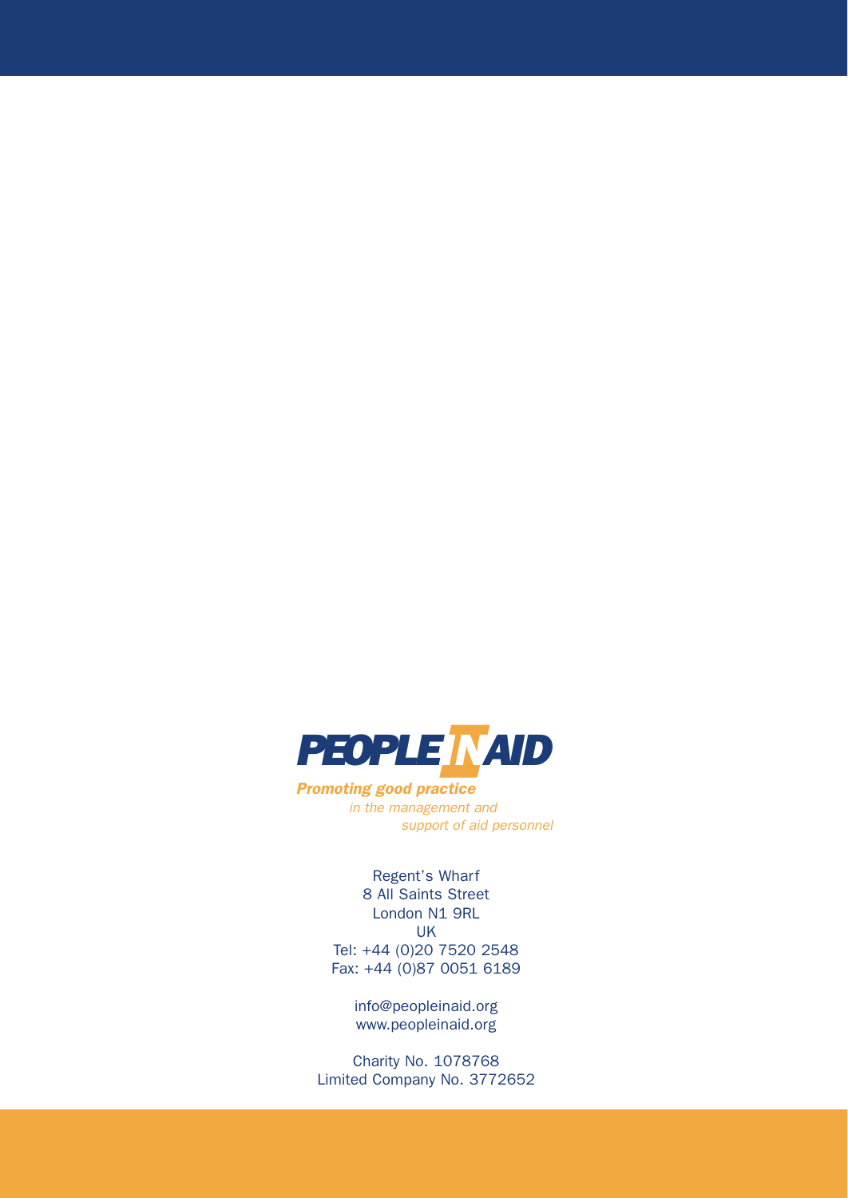**PEOPLE IN AID**

***Promoting good practice***
*in the management and*
*support of aid personnel*

Regent's Wharf
8 All Saints Street
London N1 9RL
UK
Tel: +44 (0)20 7520 2548
Fax: +44 (0)87 0051 6189

info@peopleinaid.org
www.peopleinaid.org

Charity No. 1078768
Limited Company No. 3772652